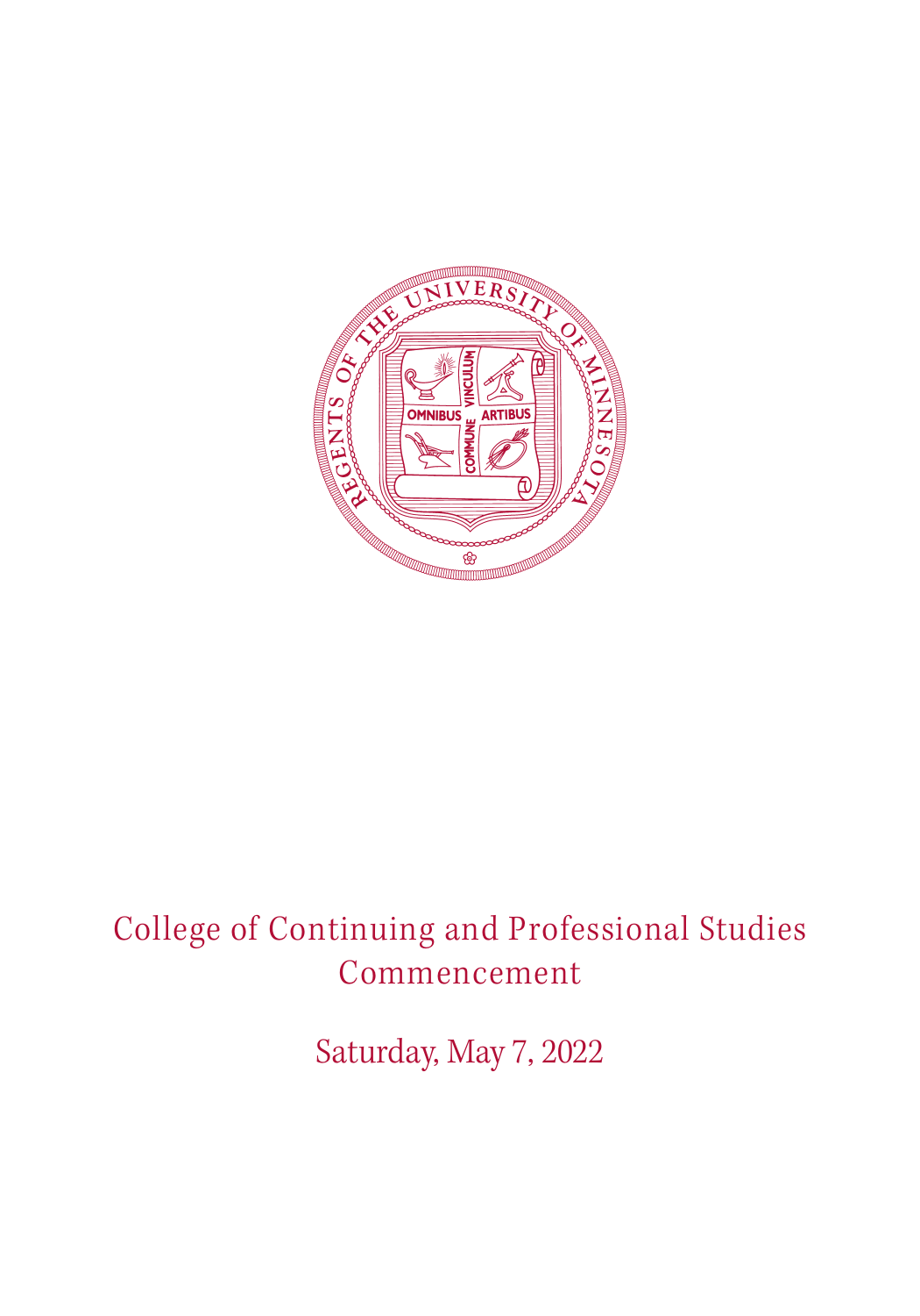# College of Continuing and Professional Studies Commencement

Saturday, May 7, 2022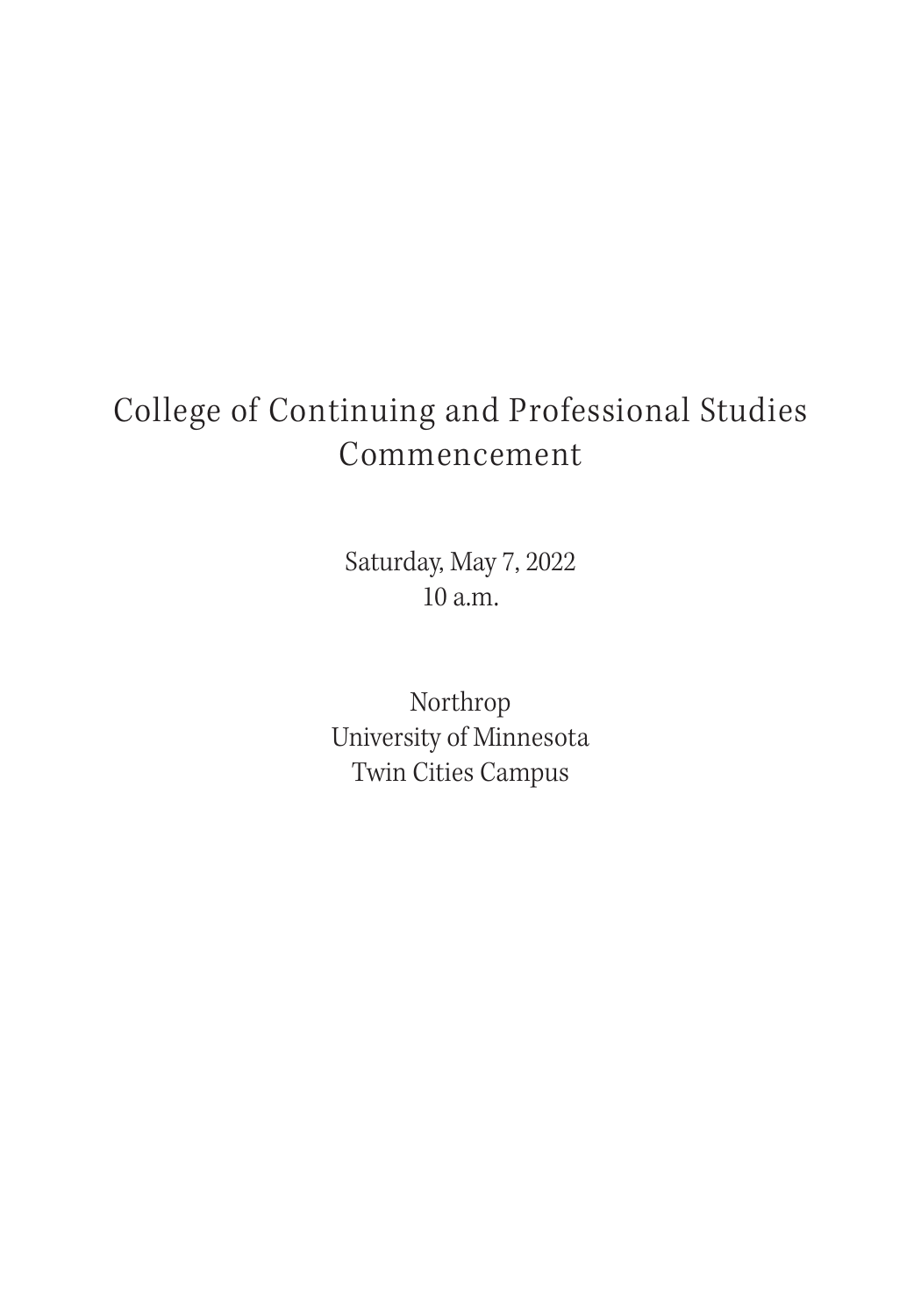# College of Continuing and Professional Studies Commencement

Saturday, May 7, 2022
10 a.m.

Northrop
University of Minnesota
Twin Cities Campus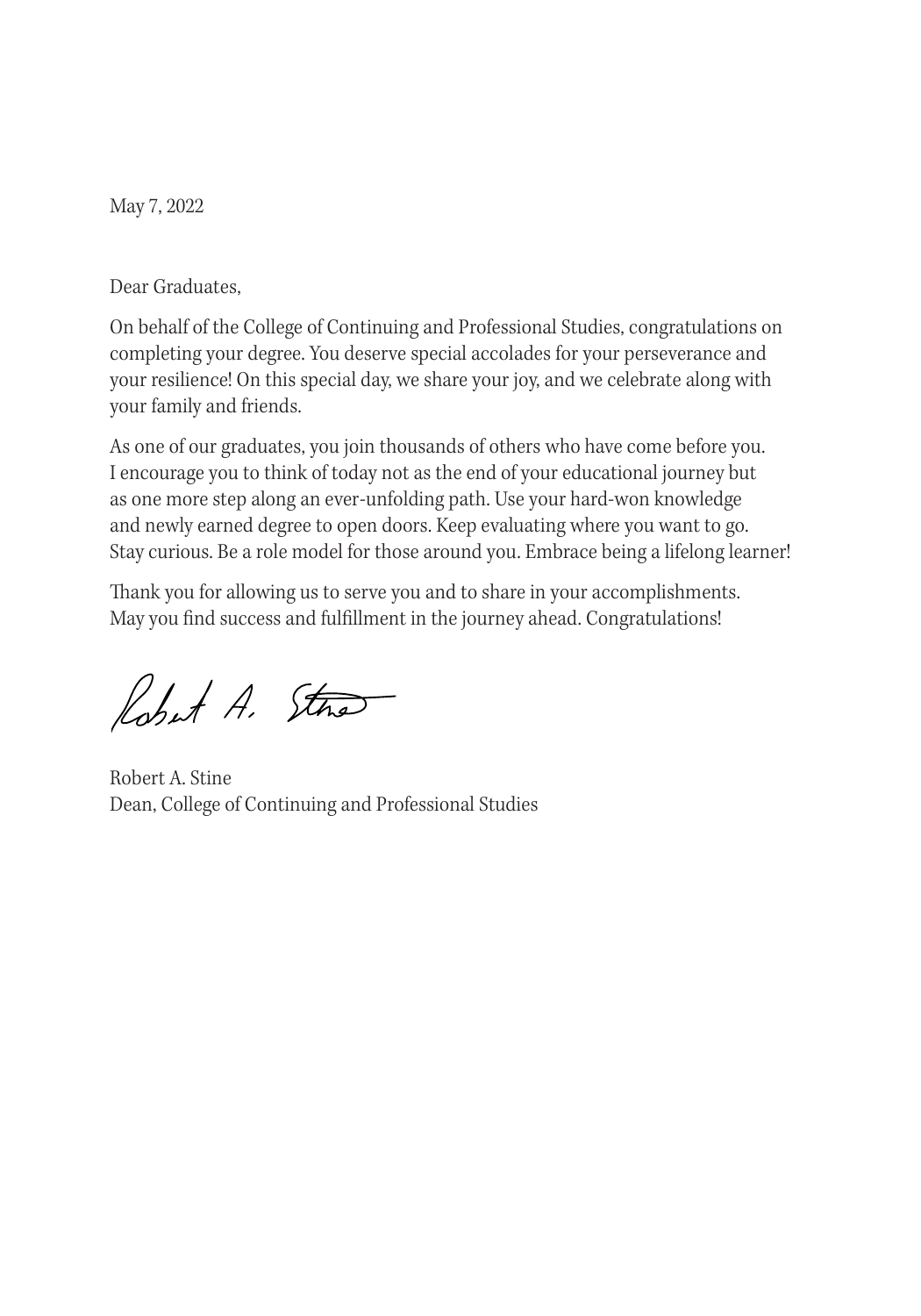May 7, 2022

Dear Graduates,

On behalf of the College of Continuing and Professional Studies, congratulations on completing your degree. You deserve special accolades for your perseverance and your resilience! On this special day, we share your joy, and we celebrate along with your family and friends.

As one of our graduates, you join thousands of others who have come before you. I encourage you to think of today not as the end of your educational journey but as one more step along an ever-unfolding path. Use your hard-won knowledge and newly earned degree to open doors. Keep evaluating where you want to go. Stay curious. Be a role model for those around you. Embrace being a lifelong learner!

Thank you for allowing us to serve you and to share in your accomplishments. May you find success and fulfillment in the journey ahead. Congratulations!

Robert A. Stine
Dean, College of Continuing and Professional Studies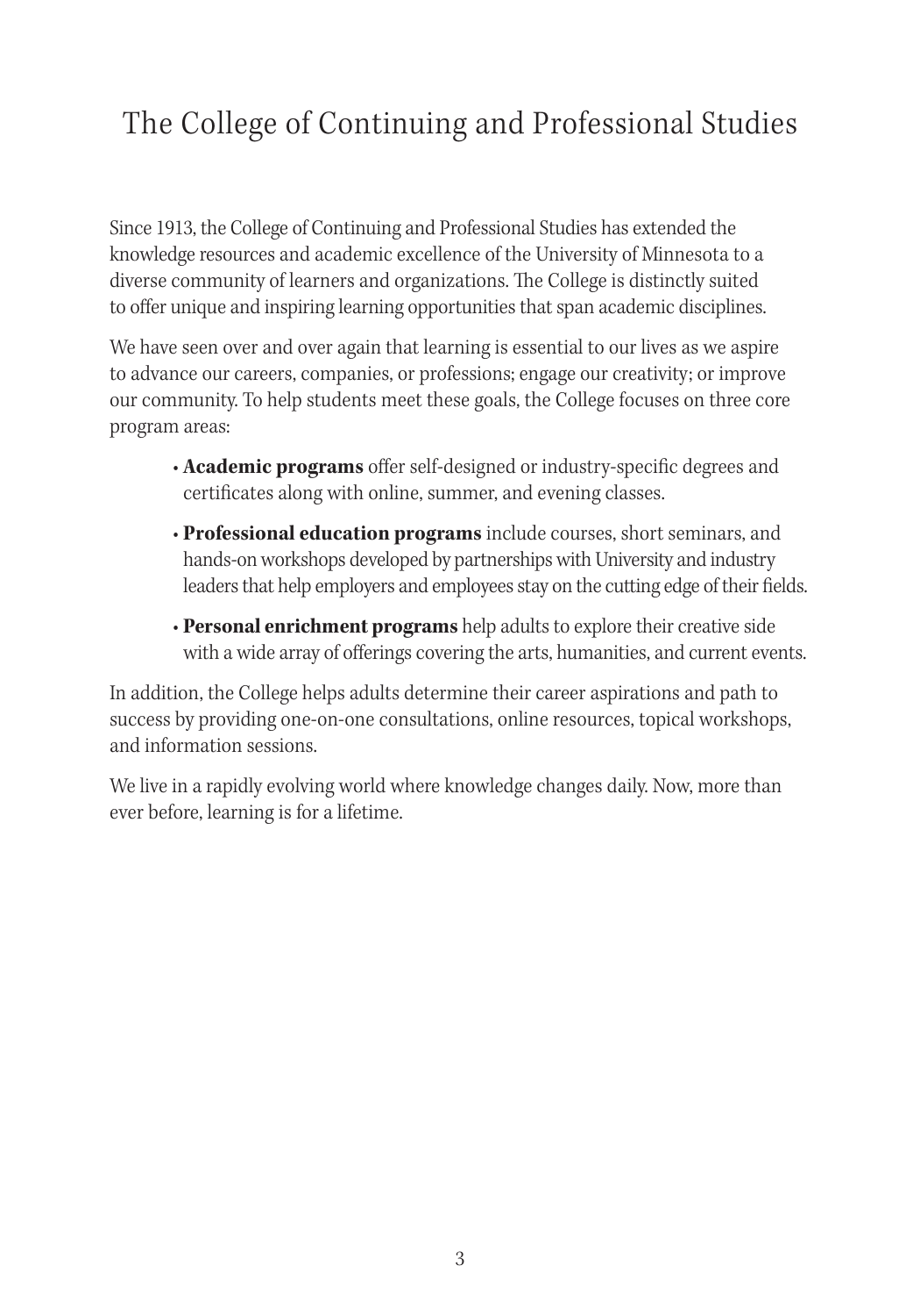# The College of Continuing and Professional Studies

Since 1913, the College of Continuing and Professional Studies has extended the knowledge resources and academic excellence of the University of Minnesota to a diverse community of learners and organizations. The College is distinctly suited to offer unique and inspiring learning opportunities that span academic disciplines.

We have seen over and over again that learning is essential to our lives as we aspire to advance our careers, companies, or professions; engage our creativity; or improve our community. To help students meet these goals, the College focuses on three core program areas:

- **Academic programs** offer self-designed or industry-specific degrees and certificates along with online, summer, and evening classes.
- **Professional education programs** include courses, short seminars, and hands-on workshops developed by partnerships with University and industry leaders that help employers and employees stay on the cutting edge of their fields.
- **Personal enrichment programs** help adults to explore their creative side with a wide array of offerings covering the arts, humanities, and current events.

In addition, the College helps adults determine their career aspirations and path to success by providing one-on-one consultations, online resources, topical workshops, and information sessions.

We live in a rapidly evolving world where knowledge changes daily. Now, more than ever before, learning is for a lifetime.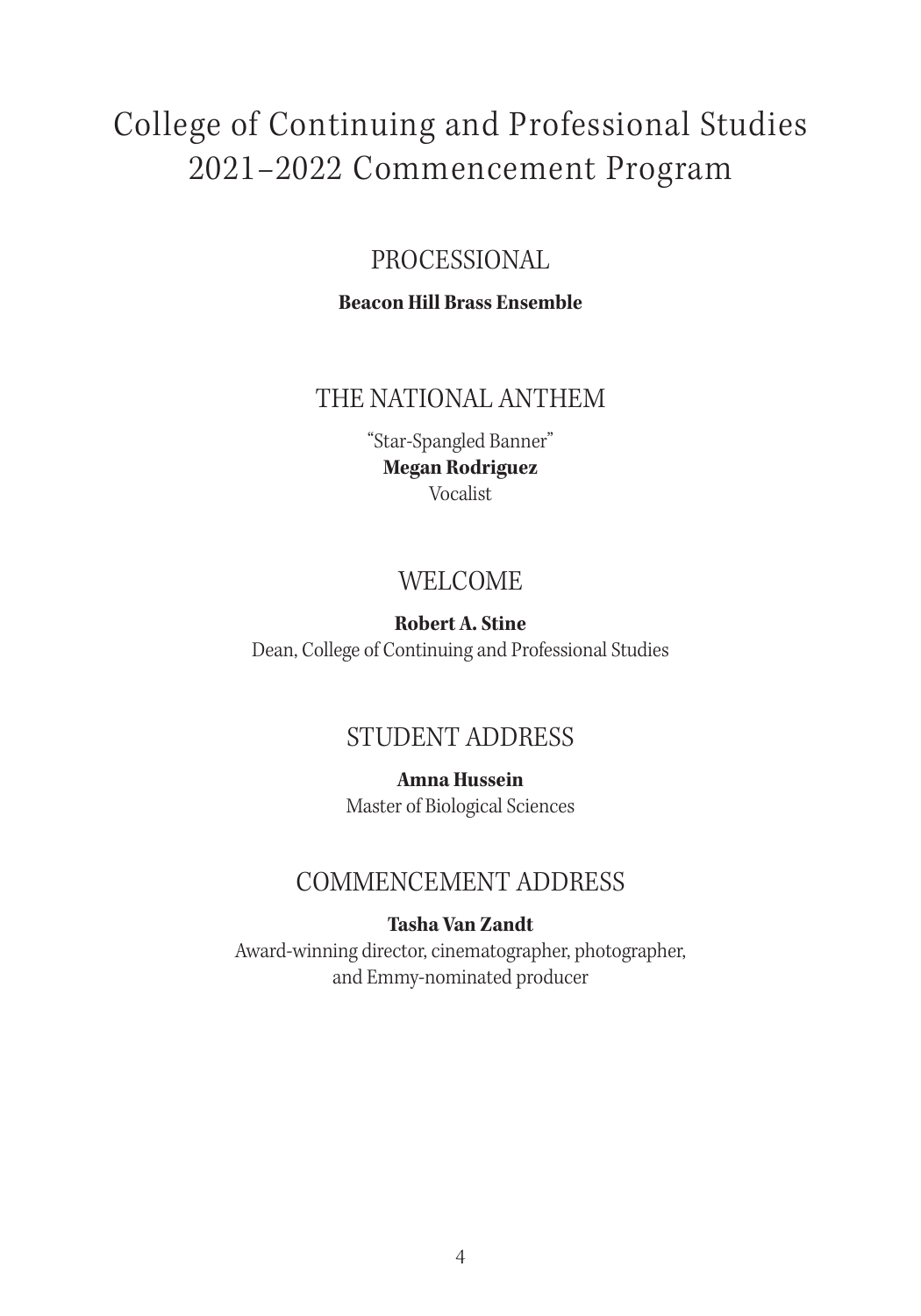# College of Continuing and Professional Studies 2021–2022 Commencement Program

## PROCESSIONAL

**Beacon Hill Brass Ensemble**

## THE NATIONAL ANTHEM

"Star-Spangled Banner"
**Megan Rodriguez**
Vocalist

## WELCOME

**Robert A. Stine**
Dean, College of Continuing and Professional Studies

## STUDENT ADDRESS

**Amna Hussein**
Master of Biological Sciences

## COMMENCEMENT ADDRESS

**Tasha Van Zandt**
Award-winning director, cinematographer, photographer, and Emmy-nominated producer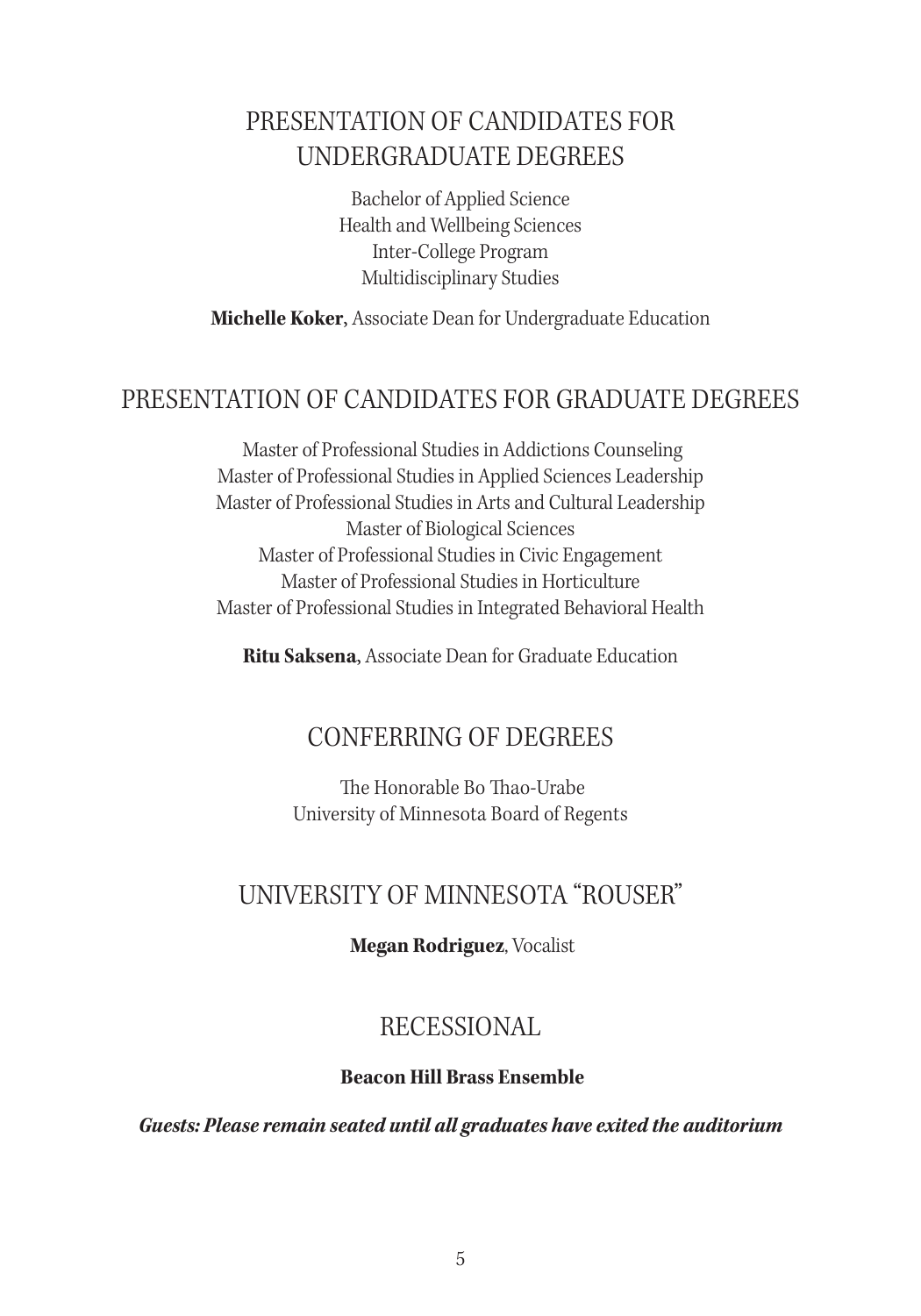## PRESENTATION OF CANDIDATES FOR UNDERGRADUATE DEGREES

Bachelor of Applied Science
Health and Wellbeing Sciences
Inter-College Program
Multidisciplinary Studies

**Michelle Koker**, Associate Dean for Undergraduate Education

## PRESENTATION OF CANDIDATES FOR GRADUATE DEGREES

Master of Professional Studies in Addictions Counseling
Master of Professional Studies in Applied Sciences Leadership
Master of Professional Studies in Arts and Cultural Leadership
Master of Biological Sciences
Master of Professional Studies in Civic Engagement
Master of Professional Studies in Horticulture
Master of Professional Studies in Integrated Behavioral Health

**Ritu Saksena**, Associate Dean for Graduate Education

## CONFERRING OF DEGREES

The Honorable Bo Thao-Urabe
University of Minnesota Board of Regents

## UNIVERSITY OF MINNESOTA "ROUSER"

**Megan Rodriguez**, Vocalist

## RECESSIONAL

**Beacon Hill Brass Ensemble**

***Guests: Please remain seated until all graduates have exited the auditorium***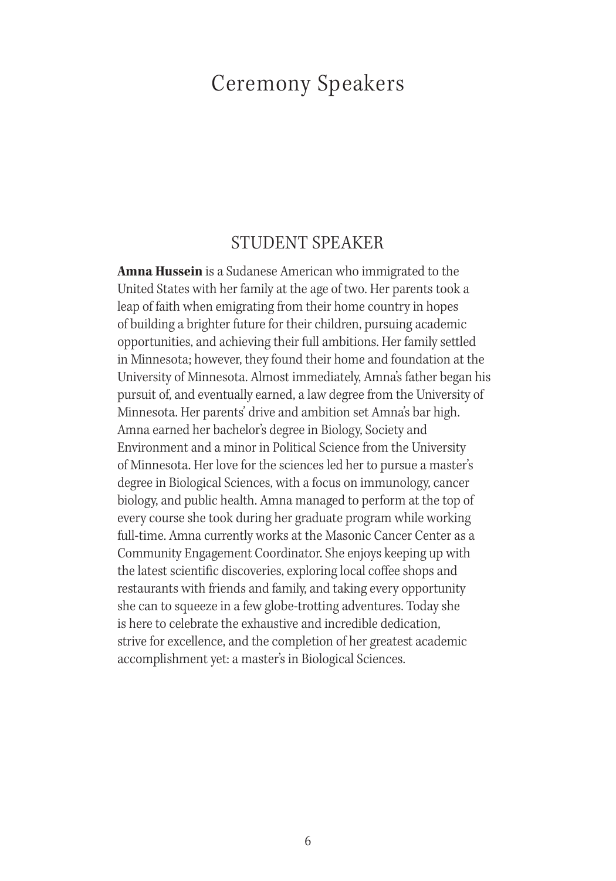# Ceremony Speakers

## STUDENT SPEAKER

**Amna Hussein** is a Sudanese American who immigrated to the United States with her family at the age of two. Her parents took a leap of faith when emigrating from their home country in hopes of building a brighter future for their children, pursuing academic opportunities, and achieving their full ambitions. Her family settled in Minnesota; however, they found their home and foundation at the University of Minnesota. Almost immediately, Amna's father began his pursuit of, and eventually earned, a law degree from the University of Minnesota. Her parents' drive and ambition set Amna's bar high. Amna earned her bachelor's degree in Biology, Society and Environment and a minor in Political Science from the University of Minnesota. Her love for the sciences led her to pursue a master's degree in Biological Sciences, with a focus on immunology, cancer biology, and public health. Amna managed to perform at the top of every course she took during her graduate program while working full-time. Amna currently works at the Masonic Cancer Center as a Community Engagement Coordinator. She enjoys keeping up with the latest scientific discoveries, exploring local coffee shops and restaurants with friends and family, and taking every opportunity she can to squeeze in a few globe-trotting adventures. Today she is here to celebrate the exhaustive and incredible dedication, strive for excellence, and the completion of her greatest academic accomplishment yet: a master's in Biological Sciences.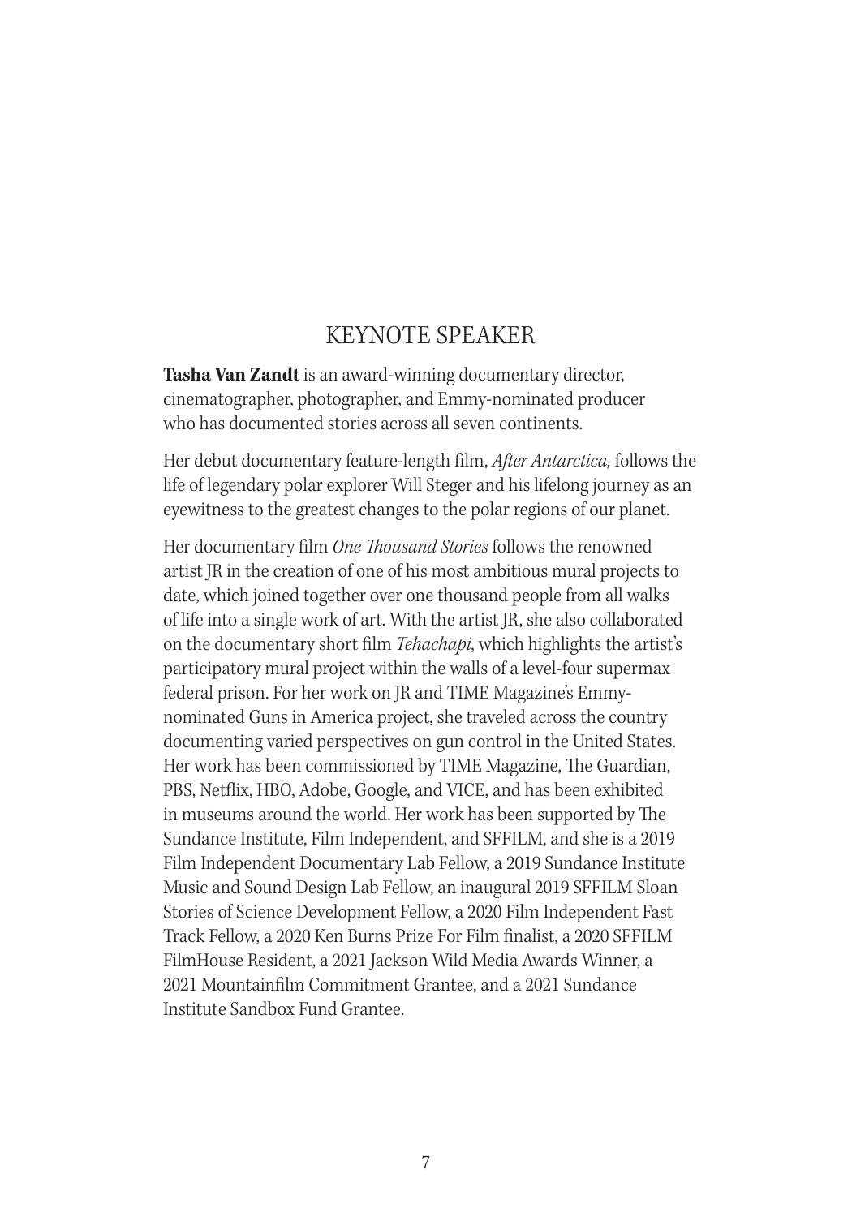## KEYNOTE SPEAKER

**Tasha Van Zandt** is an award-winning documentary director, cinematographer, photographer, and Emmy-nominated producer who has documented stories across all seven continents.

Her debut documentary feature-length film, *After Antarctica,* follows the life of legendary polar explorer Will Steger and his lifelong journey as an eyewitness to the greatest changes to the polar regions of our planet.

Her documentary film *One Thousand Stories* follows the renowned artist JR in the creation of one of his most ambitious mural projects to date, which joined together over one thousand people from all walks of life into a single work of art. With the artist JR, she also collaborated on the documentary short film *Tehachapi*, which highlights the artist's participatory mural project within the walls of a level-four supermax federal prison. For her work on JR and TIME Magazine's Emmy-nominated Guns in America project, she traveled across the country documenting varied perspectives on gun control in the United States. Her work has been commissioned by TIME Magazine, The Guardian, PBS, Netflix, HBO, Adobe, Google, and VICE, and has been exhibited in museums around the world. Her work has been supported by The Sundance Institute, Film Independent, and SFFILM, and she is a 2019 Film Independent Documentary Lab Fellow, a 2019 Sundance Institute Music and Sound Design Lab Fellow, an inaugural 2019 SFFILM Sloan Stories of Science Development Fellow, a 2020 Film Independent Fast Track Fellow, a 2020 Ken Burns Prize For Film finalist, a 2020 SFFILM FilmHouse Resident, a 2021 Jackson Wild Media Awards Winner, a 2021 Mountainfilm Commitment Grantee, and a 2021 Sundance Institute Sandbox Fund Grantee.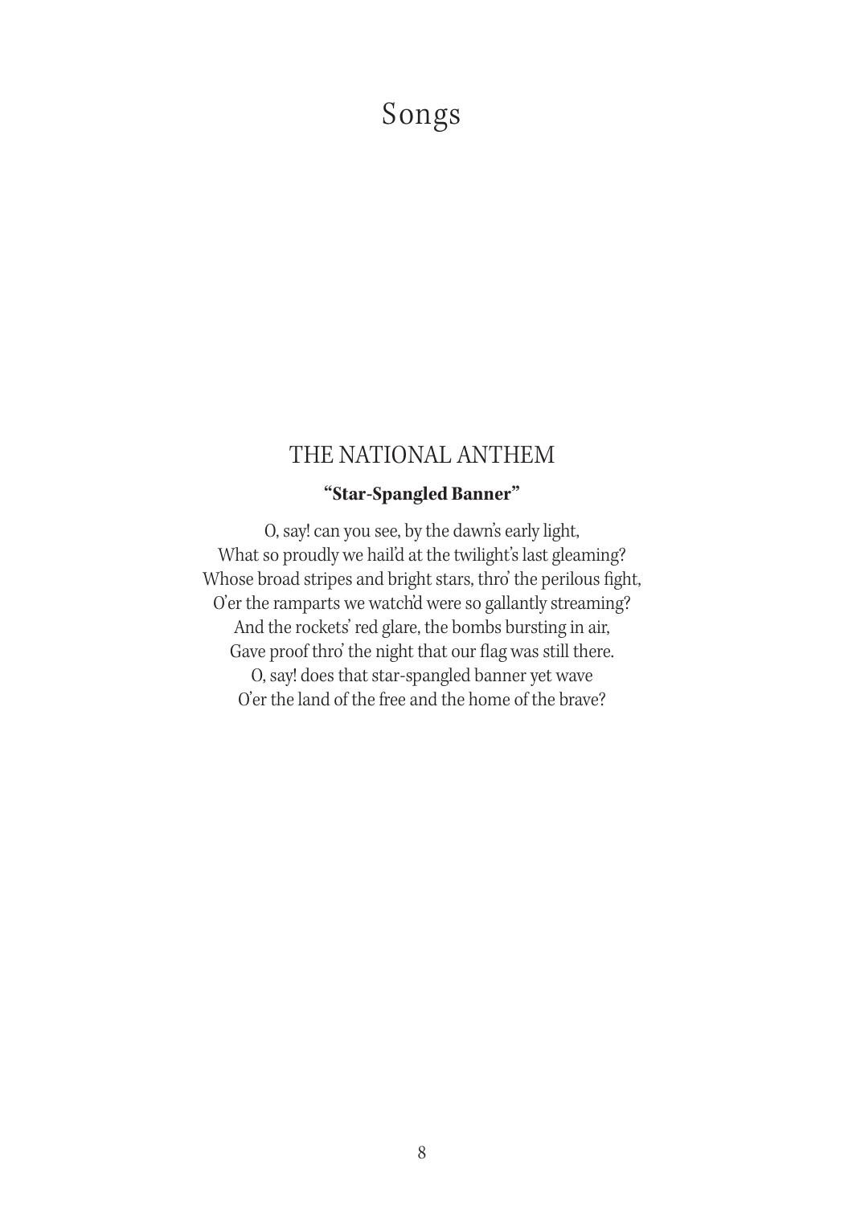# Songs

## THE NATIONAL ANTHEM

**"Star-Spangled Banner"**

O, say! can you see, by the dawn's early light,
What so proudly we hail'd at the twilight's last gleaming?
Whose broad stripes and bright stars, thro' the perilous fight,
O'er the ramparts we watch'd were so gallantly streaming?
And the rockets' red glare, the bombs bursting in air,
Gave proof thro' the night that our flag was still there.
O, say! does that star-spangled banner yet wave
O'er the land of the free and the home of the brave?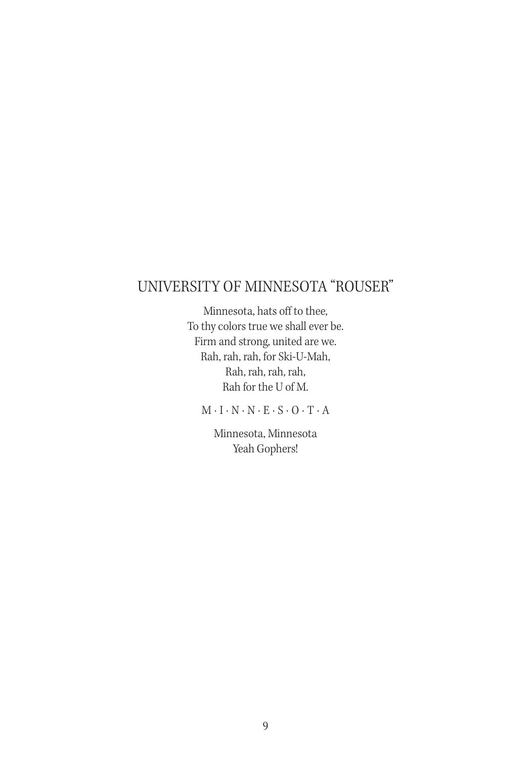## UNIVERSITY OF MINNESOTA "ROUSER"

Minnesota, hats off to thee,
To thy colors true we shall ever be.
Firm and strong, united are we.
Rah, rah, rah, for Ski-U-Mah,
Rah, rah, rah, rah,
Rah for the U of M.

M · I · N · N · E · S · O · T · A

Minnesota, Minnesota
Yeah Gophers!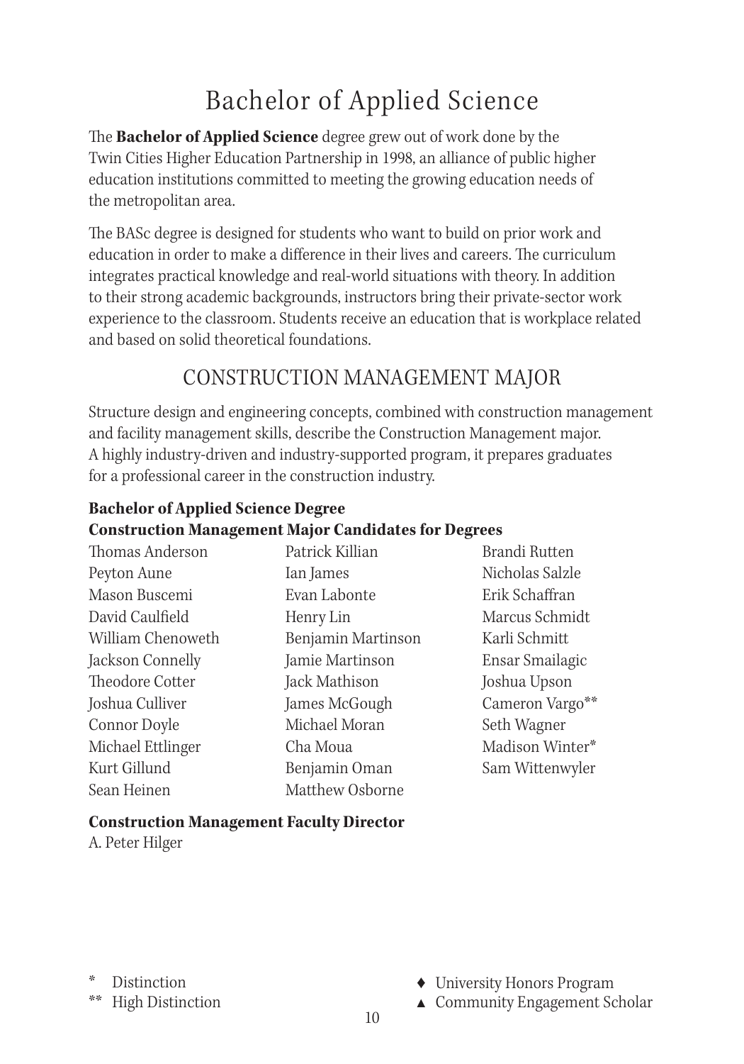# Bachelor of Applied Science

The **Bachelor of Applied Science** degree grew out of work done by the Twin Cities Higher Education Partnership in 1998, an alliance of public higher education institutions committed to meeting the growing education needs of the metropolitan area.

The BASc degree is designed for students who want to build on prior work and education in order to make a difference in their lives and careers. The curriculum integrates practical knowledge and real-world situations with theory. In addition to their strong academic backgrounds, instructors bring their private-sector work experience to the classroom. Students receive an education that is workplace related and based on solid theoretical foundations.

## CONSTRUCTION MANAGEMENT MAJOR

Structure design and engineering concepts, combined with construction management and facility management skills, describe the Construction Management major. A highly industry-driven and industry-supported program, it prepares graduates for a professional career in the construction industry.

**Bachelor of Applied Science Degree**
**Construction Management Major Candidates for Degrees**

Thomas Anderson
Peyton Aune
Mason Buscemi
David Caulfield
William Chenoweth
Jackson Connelly
Theodore Cotter
Joshua Culliver
Connor Doyle
Michael Ettlinger
Kurt Gillund
Sean Heinen
Patrick Killian
Ian James
Evan Labonte
Henry Lin
Benjamin Martinson
Jamie Martinson
Jack Mathison
James McGough
Michael Moran
Cha Moua
Benjamin Oman
Matthew Osborne
Brandi Rutten
Nicholas Salzle
Erik Schaffran
Marcus Schmidt
Karli Schmitt
Ensar Smailagic
Joshua Upson
Cameron Vargo**
Seth Wagner
Madison Winter*
Sam Wittenwyler

**Construction Management Faculty Director**
A. Peter Hilger

\* Distinction
\** High Distinction
♦ University Honors Program
▲ Community Engagement Scholar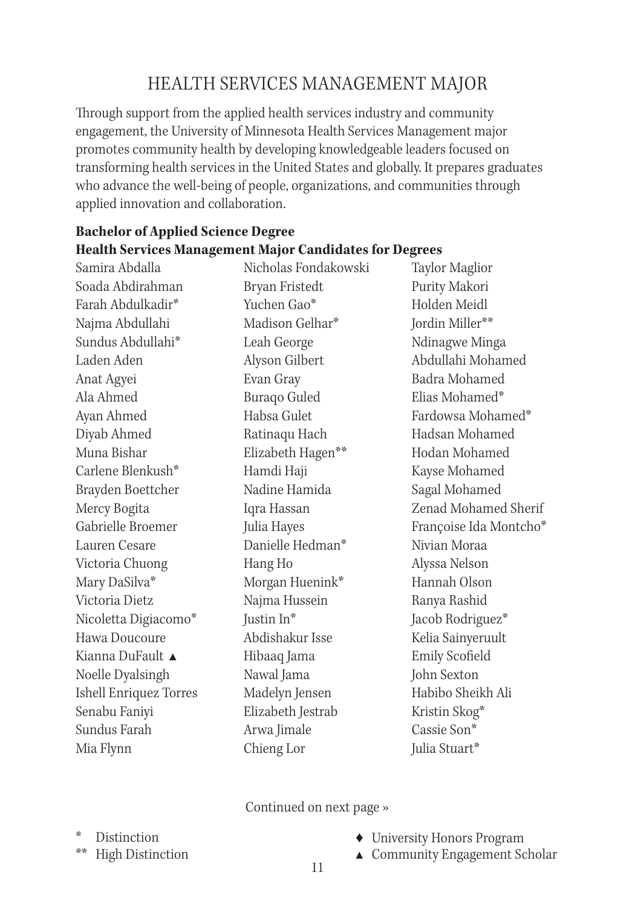# HEALTH SERVICES MANAGEMENT MAJOR

Through support from the applied health services industry and community engagement, the University of Minnesota Health Services Management major promotes community health by developing knowledgeable leaders focused on transforming health services in the United States and globally. It prepares graduates who advance the well-being of people, organizations, and communities through applied innovation and collaboration.

**Bachelor of Applied Science Degree**
**Health Services Management Major Candidates for Degrees**

Samira Abdalla
Soada Abdirahman
Farah Abdulkadir*
Najma Abdullahi
Sundus Abdullahi*
Laden Aden
Anat Agyei
Ala Ahmed
Ayan Ahmed
Diyab Ahmed
Muna Bishar
Carlene Blenkush*
Brayden Boettcher
Mercy Bogita
Gabrielle Broemer
Lauren Cesare
Victoria Chuong
Mary DaSilva*
Victoria Dietz
Nicoletta Digiacomo*
Hawa Doucoure
Kianna DuFault ▲
Noelle Dyalsingh
Ishell Enriquez Torres
Senabu Faniyi
Sundus Farah
Mia Flynn
Nicholas Fondakowski
Bryan Fristedt
Yuchen Gao*
Madison Gelhar*
Leah George
Alyson Gilbert
Evan Gray
Buraqo Guled
Habsa Gulet
Ratinaqu Hach
Elizabeth Hagen**
Hamdi Haji
Nadine Hamida
Iqra Hassan
Julia Hayes
Danielle Hedman*
Hang Ho
Morgan Huenink*
Najma Hussein
Justin In*
Abdishakur Isse
Hibaaq Jama
Nawal Jama
Madelyn Jensen
Elizabeth Jestrab
Arwa Jimale
Chieng Lor
Taylor Maglior
Purity Makori
Holden Meidl
Jordin Miller**
Ndinagwe Minga
Abdullahi Mohamed
Badra Mohamed
Elias Mohamed*
Fardowsa Mohamed*
Hadsan Mohamed
Hodan Mohamed
Kayse Mohamed
Sagal Mohamed
Zenad Mohamed Sherif
Françoise Ida Montcho*
Nivian Moraa
Alyssa Nelson
Hannah Olson
Ranya Rashid
Jacob Rodriguez*
Kelia Sainyeruult
Emily Scofield
John Sexton
Habibo Sheikh Ali
Kristin Skog*
Cassie Son*
Julia Stuart*

Continued on next page »

\* Distinction
\** High Distinction
♦ University Honors Program
▲ Community Engagement Scholar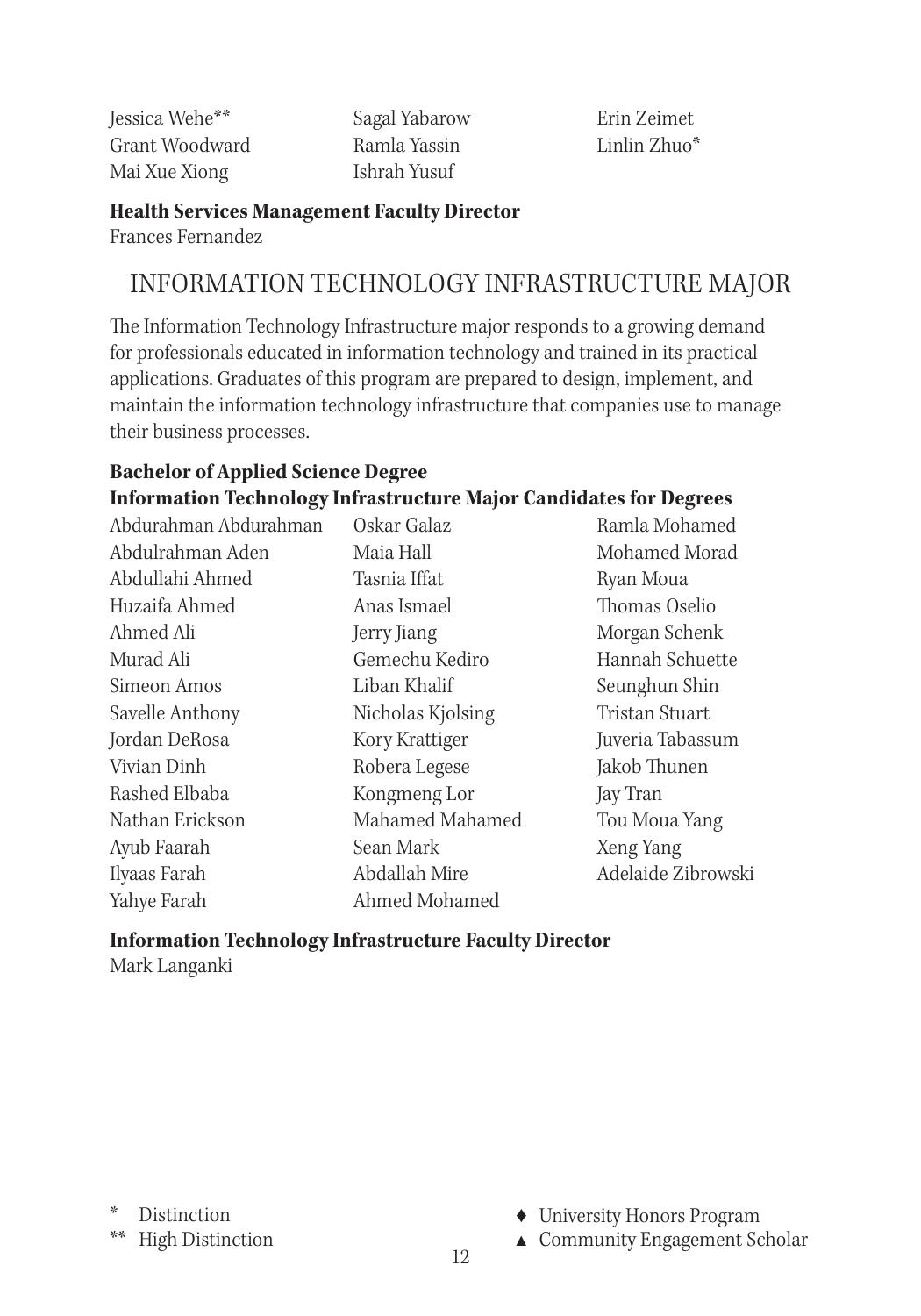Jessica Wehe**
Grant Woodward
Mai Xue Xiong
Sagal Yabarow
Ramla Yassin
Ishrah Yusuf
Erin Zeimet
Linlin Zhuo*

**Health Services Management Faculty Director**
Frances Fernandez

## INFORMATION TECHNOLOGY INFRASTRUCTURE MAJOR

The Information Technology Infrastructure major responds to a growing demand for professionals educated in information technology and trained in its practical applications. Graduates of this program are prepared to design, implement, and maintain the information technology infrastructure that companies use to manage their business processes.

**Bachelor of Applied Science Degree**
**Information Technology Infrastructure Major Candidates for Degrees**

Abdurahman Abdurahman
Abdulrahman Aden
Abdullahi Ahmed
Huzaifa Ahmed
Ahmed Ali
Murad Ali
Simeon Amos
Savelle Anthony
Jordan DeRosa
Vivian Dinh
Rashed Elbaba
Nathan Erickson
Ayub Faarah
Ilyaas Farah
Yahye Farah
Oskar Galaz
Maia Hall
Tasnia Iffat
Anas Ismael
Jerry Jiang
Gemechu Kediro
Liban Khalif
Nicholas Kjolsing
Kory Krattiger
Robera Legese
Kongmeng Lor
Mahamed Mahamed
Sean Mark
Abdallah Mire
Ahmed Mohamed
Ramla Mohamed
Mohamed Morad
Ryan Moua
Thomas Oselio
Morgan Schenk
Hannah Schuette
Seunghun Shin
Tristan Stuart
Juveria Tabassum
Jakob Thunen
Jay Tran
Tou Moua Yang
Xeng Yang
Adelaide Zibrowski

**Information Technology Infrastructure Faculty Director**
Mark Langanki

\* Distinction
\** High Distinction
♦ University Honors Program
▲ Community Engagement Scholar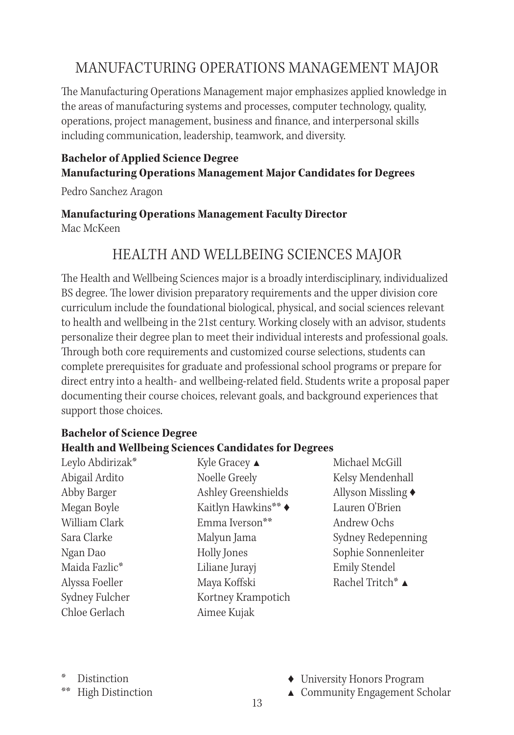## MANUFACTURING OPERATIONS MANAGEMENT MAJOR

The Manufacturing Operations Management major emphasizes applied knowledge in the areas of manufacturing systems and processes, computer technology, quality, operations, project management, business and finance, and interpersonal skills including communication, leadership, teamwork, and diversity.

**Bachelor of Applied Science Degree**
**Manufacturing Operations Management Major Candidates for Degrees**

Pedro Sanchez Aragon

**Manufacturing Operations Management Faculty Director**
Mac McKeen

## HEALTH AND WELLBEING SCIENCES MAJOR

The Health and Wellbeing Sciences major is a broadly interdisciplinary, individualized BS degree. The lower division preparatory requirements and the upper division core curriculum include the foundational biological, physical, and social sciences relevant to health and wellbeing in the 21st century. Working closely with an advisor, students personalize their degree plan to meet their individual interests and professional goals. Through both core requirements and customized course selections, students can complete prerequisites for graduate and professional school programs or prepare for direct entry into a health- and wellbeing-related field. Students write a proposal paper documenting their course choices, relevant goals, and background experiences that support those choices.

**Bachelor of Science Degree**
**Health and Wellbeing Sciences Candidates for Degrees**

Leylo Abdirizak*
Abigail Ardito
Abby Barger
Megan Boyle
William Clark
Sara Clarke
Ngan Dao
Maida Fazlic*
Alyssa Foeller
Sydney Fulcher
Chloe Gerlach
Kyle Gracey ▲
Noelle Greely
Ashley Greenshields
Kaitlyn Hawkins** ♦
Emma Iverson**
Malyun Jama
Holly Jones
Liliane Jurayj
Maya Koffski
Kortney Krampotich
Aimee Kujak
Michael McGill
Kelsy Mendenhall
Allyson Missling ♦
Lauren O'Brien
Andrew Ochs
Sydney Redepenning
Sophie Sonnenleiter
Emily Stendel
Rachel Tritch* ▲

\* Distinction
\*\* High Distinction
♦ University Honors Program
▲ Community Engagement Scholar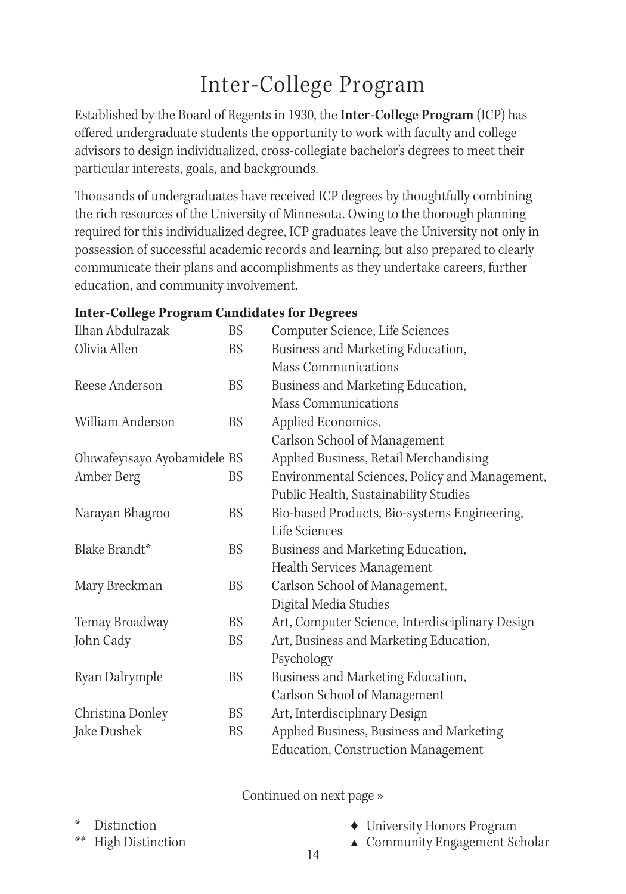# Inter-College Program

Established by the Board of Regents in 1930, the **Inter-College Program** (ICP) has offered undergraduate students the opportunity to work with faculty and college advisors to design individualized, cross-collegiate bachelor's degrees to meet their particular interests, goals, and backgrounds.

Thousands of undergraduates have received ICP degrees by thoughtfully combining the rich resources of the University of Minnesota. Owing to the thorough planning required for this individualized degree, ICP graduates leave the University not only in possession of successful academic records and learning, but also prepared to clearly communicate their plans and accomplishments as they undertake careers, further education, and community involvement.

**Inter-College Program Candidates for Degrees**

| | | |
|---|---|---|
| Ilhan Abdulrazak | BS | Computer Science, Life Sciences |
| Olivia Allen | BS | Business and Marketing Education, Mass Communications |
| Reese Anderson | BS | Business and Marketing Education, Mass Communications |
| William Anderson | BS | Applied Economics, Carlson School of Management |
| Oluwafeyisayo Ayobamidele | BS | Applied Business, Retail Merchandising |
| Amber Berg | BS | Environmental Sciences, Policy and Management, Public Health, Sustainability Studies |
| Narayan Bhagroo | BS | Bio-based Products, Bio-systems Engineering, Life Sciences |
| Blake Brandt* | BS | Business and Marketing Education, Health Services Management |
| Mary Breckman | BS | Carlson School of Management, Digital Media Studies |
| Temay Broadway | BS | Art, Computer Science, Interdisciplinary Design |
| John Cady | BS | Art, Business and Marketing Education, Psychology |
| Ryan Dalrymple | BS | Business and Marketing Education, Carlson School of Management |
| Christina Donley | BS | Art, Interdisciplinary Design |
| Jake Dushek | BS | Applied Business, Business and Marketing Education, Construction Management |

Continued on next page »

\* Distinction
\*\* High Distinction
♦ University Honors Program
▲ Community Engagement Scholar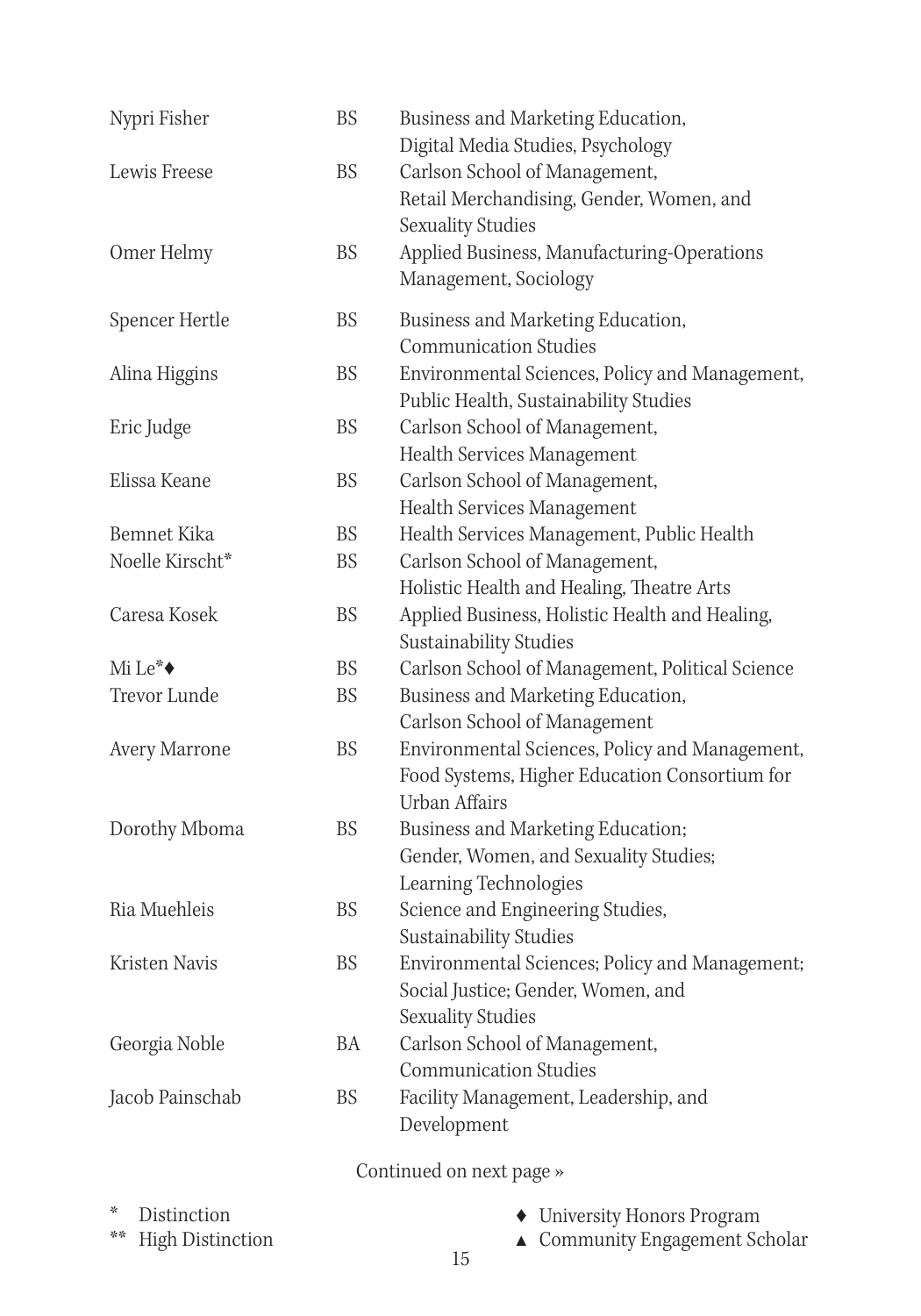| | | |
|---|---|---|
| Nypri Fisher | BS | Business and Marketing Education, Digital Media Studies, Psychology |
| Lewis Freese | BS | Carlson School of Management, Retail Merchandising, Gender, Women, and Sexuality Studies |
| Omer Helmy | BS | Applied Business, Manufacturing-Operations Management, Sociology |
| Spencer Hertle | BS | Business and Marketing Education, Communication Studies |
| Alina Higgins | BS | Environmental Sciences, Policy and Management, Public Health, Sustainability Studies |
| Eric Judge | BS | Carlson School of Management, Health Services Management |
| Elissa Keane | BS | Carlson School of Management, Health Services Management |
| Bemnet Kika | BS | Health Services Management, Public Health |
| Noelle Kirscht* | BS | Carlson School of Management, Holistic Health and Healing, Theatre Arts |
| Caresa Kosek | BS | Applied Business, Holistic Health and Healing, Sustainability Studies |
| Mi Le*♦ | BS | Carlson School of Management, Political Science |
| Trevor Lunde | BS | Business and Marketing Education, Carlson School of Management |
| Avery Marrone | BS | Environmental Sciences, Policy and Management, Food Systems, Higher Education Consortium for Urban Affairs |
| Dorothy Mboma | BS | Business and Marketing Education; Gender, Women, and Sexuality Studies; Learning Technologies |
| Ria Muehleis | BS | Science and Engineering Studies, Sustainability Studies |
| Kristen Navis | BS | Environmental Sciences; Policy and Management; Social Justice; Gender, Women, and Sexuality Studies |
| Georgia Noble | BA | Carlson School of Management, Communication Studies |
| Jacob Painschab | BS | Facility Management, Leadership, and Development |

Continued on next page »

\* Distinction
\*\* High Distinction
♦ University Honors Program
▲ Community Engagement Scholar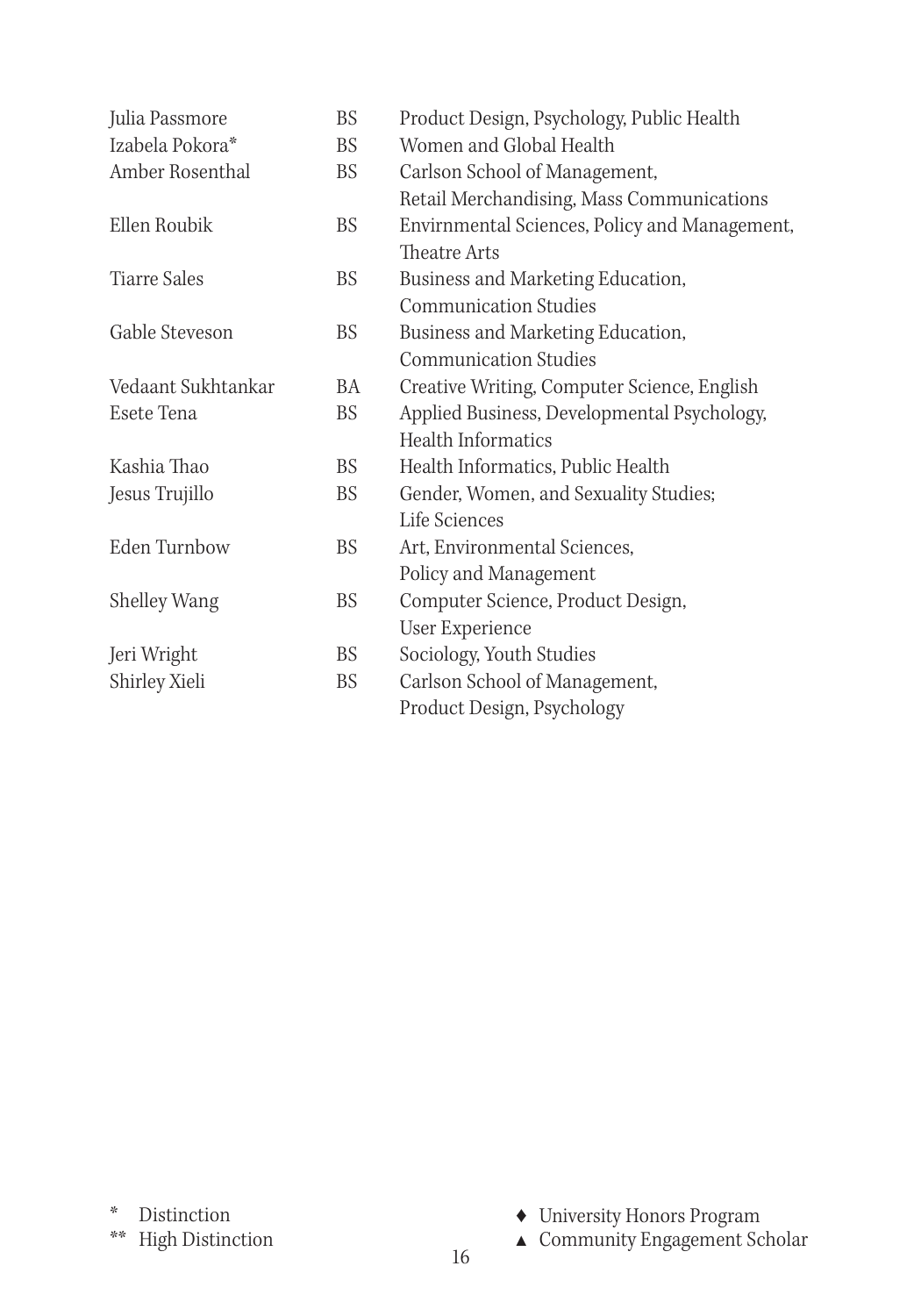| | | |
|---|---|---|
| Julia Passmore | BS | Product Design, Psychology, Public Health |
| Izabela Pokora* | BS | Women and Global Health |
| Amber Rosenthal | BS | Carlson School of Management, Retail Merchandising, Mass Communications |
| Ellen Roubik | BS | Envirnmental Sciences, Policy and Management, Theatre Arts |
| Tiarre Sales | BS | Business and Marketing Education, Communication Studies |
| Gable Steveson | BS | Business and Marketing Education, Communication Studies |
| Vedaant Sukhtankar | BA | Creative Writing, Computer Science, English |
| Esete Tena | BS | Applied Business, Developmental Psychology, Health Informatics |
| Kashia Thao | BS | Health Informatics, Public Health |
| Jesus Trujillo | BS | Gender, Women, and Sexuality Studies; Life Sciences |
| Eden Turnbow | BS | Art, Environmental Sciences, Policy and Management |
| Shelley Wang | BS | Computer Science, Product Design, User Experience |
| Jeri Wright | BS | Sociology, Youth Studies |
| Shirley Xieli | BS | Carlson School of Management, Product Design, Psychology |

\* Distinction
\** High Distinction

♦ University Honors Program
▲ Community Engagement Scholar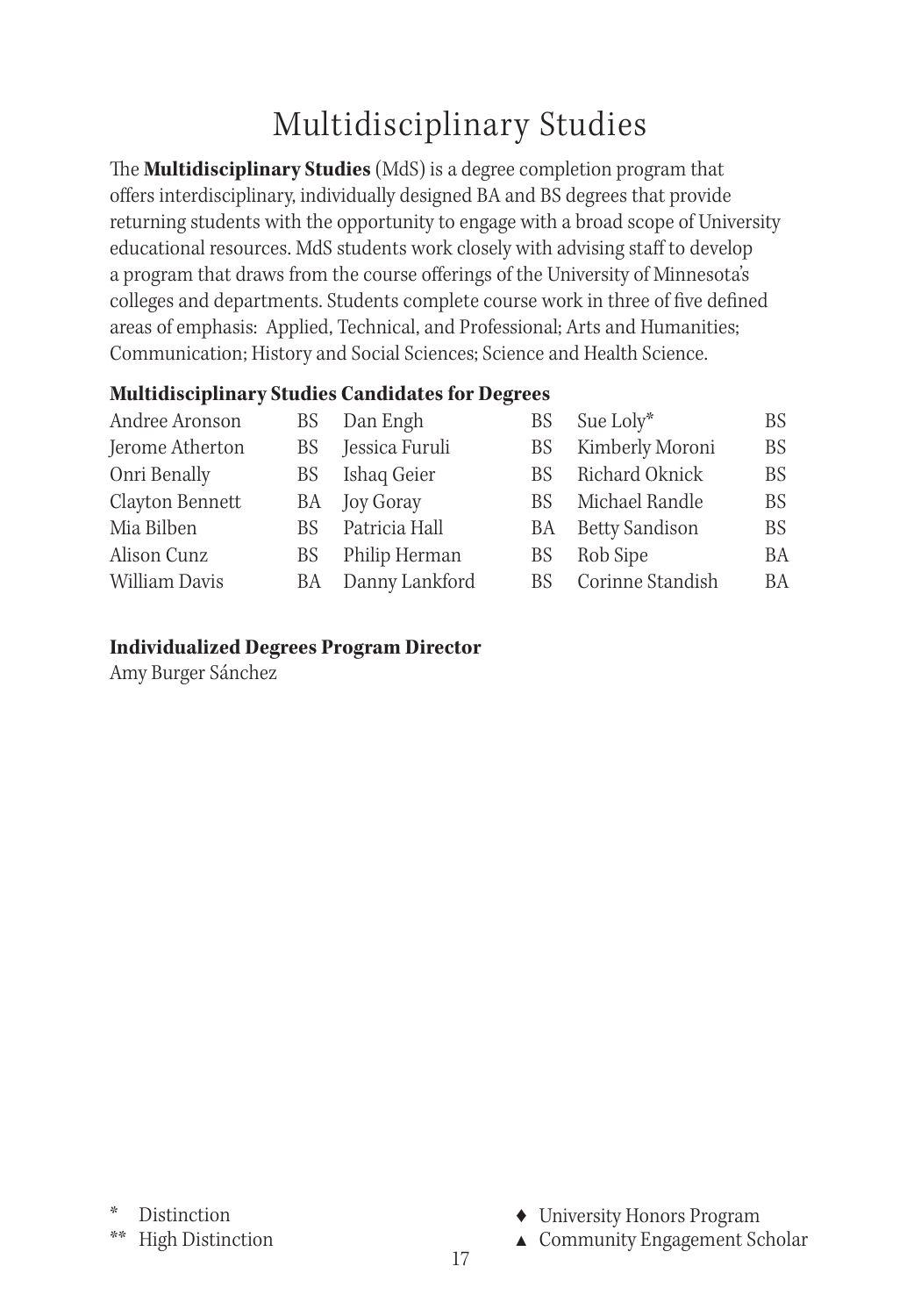# Multidisciplinary Studies

The **Multidisciplinary Studies** (MdS) is a degree completion program that offers interdisciplinary, individually designed BA and BS degrees that provide returning students with the opportunity to engage with a broad scope of University educational resources. MdS students work closely with advising staff to develop a program that draws from the course offerings of the University of Minnesota's colleges and departments. Students complete course work in three of five defined areas of emphasis: Applied, Technical, and Professional; Arts and Humanities; Communication; History and Social Sciences; Science and Health Science.

### Multidisciplinary Studies Candidates for Degrees

| | | | | | |
|---|---|---|---|---|---|
| Andree Aronson | BS | Dan Engh | BS | Sue Loly* | BS |
| Jerome Atherton | BS | Jessica Furuli | BS | Kimberly Moroni | BS |
| Onri Benally | BS | Ishaq Geier | BS | Richard Oknick | BS |
| Clayton Bennett | BA | Joy Goray | BS | Michael Randle | BS |
| Mia Bilben | BS | Patricia Hall | BA | Betty Sandison | BS |
| Alison Cunz | BS | Philip Herman | BS | Rob Sipe | BA |
| William Davis | BA | Danny Lankford | BS | Corinne Standish | BA |

### Individualized Degrees Program Director

Amy Burger Sánchez

\* Distinction
** High Distinction
♦ University Honors Program
▲ Community Engagement Scholar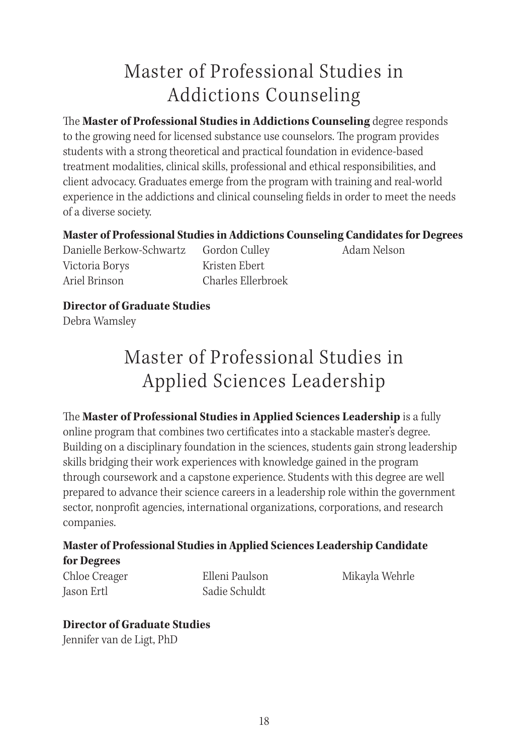# Master of Professional Studies in Addictions Counseling

The **Master of Professional Studies in Addictions Counseling** degree responds to the growing need for licensed substance use counselors. The program provides students with a strong theoretical and practical foundation in evidence-based treatment modalities, clinical skills, professional and ethical responsibilities, and client advocacy. Graduates emerge from the program with training and real-world experience in the addictions and clinical counseling fields in order to meet the needs of a diverse society.

**Master of Professional Studies in Addictions Counseling Candidates for Degrees**

Danielle Berkow-Schwartz
Victoria Borys
Ariel Brinson
Gordon Culley
Kristen Ebert
Charles Ellerbroek
Adam Nelson

**Director of Graduate Studies**

Debra Wamsley

# Master of Professional Studies in Applied Sciences Leadership

The **Master of Professional Studies in Applied Sciences Leadership** is a fully online program that combines two certificates into a stackable master's degree. Building on a disciplinary foundation in the sciences, students gain strong leadership skills bridging their work experiences with knowledge gained in the program through coursework and a capstone experience. Students with this degree are well prepared to advance their science careers in a leadership role within the government sector, nonprofit agencies, international organizations, corporations, and research companies.

**Master of Professional Studies in Applied Sciences Leadership Candidate for Degrees**

Chloe Creager
Jason Ertl
Elleni Paulson
Sadie Schuldt
Mikayla Wehrle

**Director of Graduate Studies**

Jennifer van de Ligt, PhD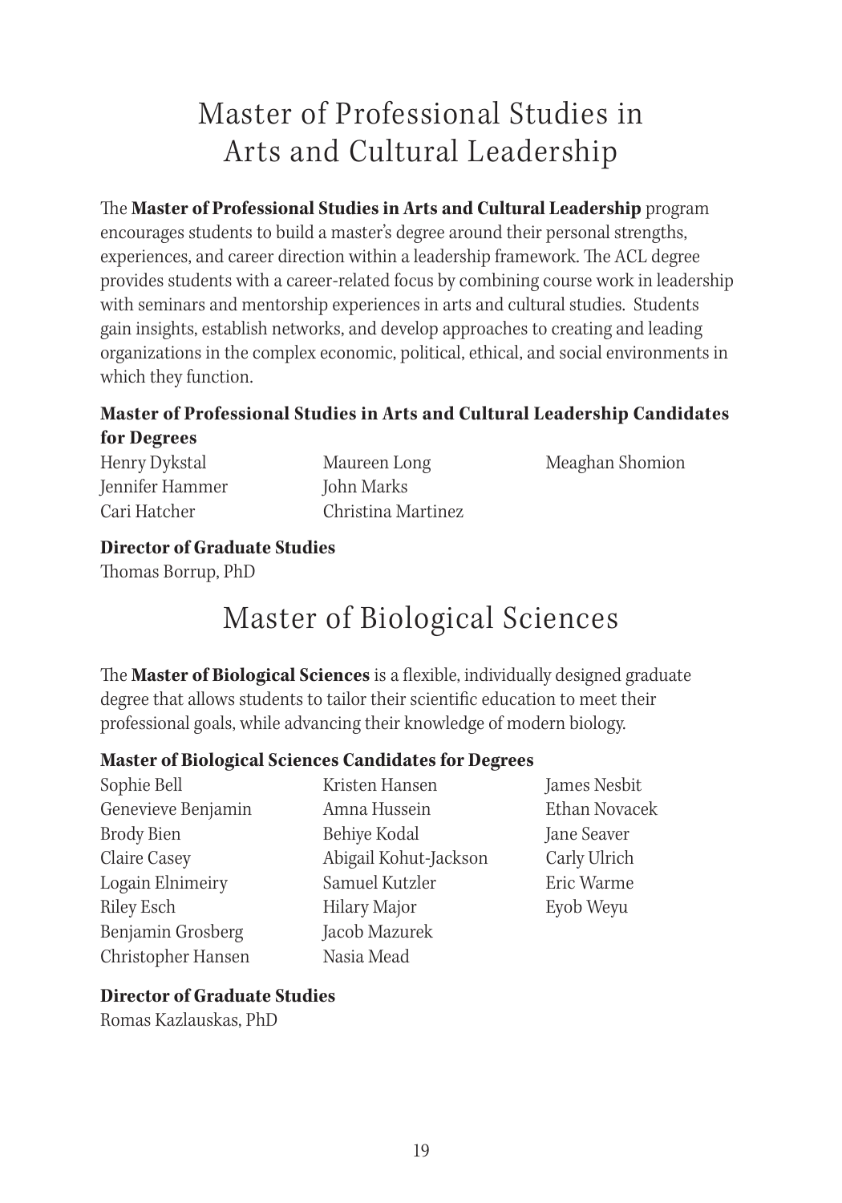# Master of Professional Studies in Arts and Cultural Leadership

The **Master of Professional Studies in Arts and Cultural Leadership** program encourages students to build a master's degree around their personal strengths, experiences, and career direction within a leadership framework. The ACL degree provides students with a career-related focus by combining course work in leadership with seminars and mentorship experiences in arts and cultural studies. Students gain insights, establish networks, and develop approaches to creating and leading organizations in the complex economic, political, ethical, and social environments in which they function.

### Master of Professional Studies in Arts and Cultural Leadership Candidates for Degrees

Henry Dykstal
Jennifer Hammer
Cari Hatcher
Maureen Long
John Marks
Christina Martinez
Meaghan Shomion

### Director of Graduate Studies

Thomas Borrup, PhD

# Master of Biological Sciences

The **Master of Biological Sciences** is a flexible, individually designed graduate degree that allows students to tailor their scientific education to meet their professional goals, while advancing their knowledge of modern biology.

### Master of Biological Sciences Candidates for Degrees

Sophie Bell
Genevieve Benjamin
Brody Bien
Claire Casey
Logain Elnimeiry
Riley Esch
Benjamin Grosberg
Christopher Hansen
Kristen Hansen
Amna Hussein
Behiye Kodal
Abigail Kohut-Jackson
Samuel Kutzler
Hilary Major
Jacob Mazurek
Nasia Mead
James Nesbit
Ethan Novacek
Jane Seaver
Carly Ulrich
Eric Warme
Eyob Weyu

### Director of Graduate Studies

Romas Kazlauskas, PhD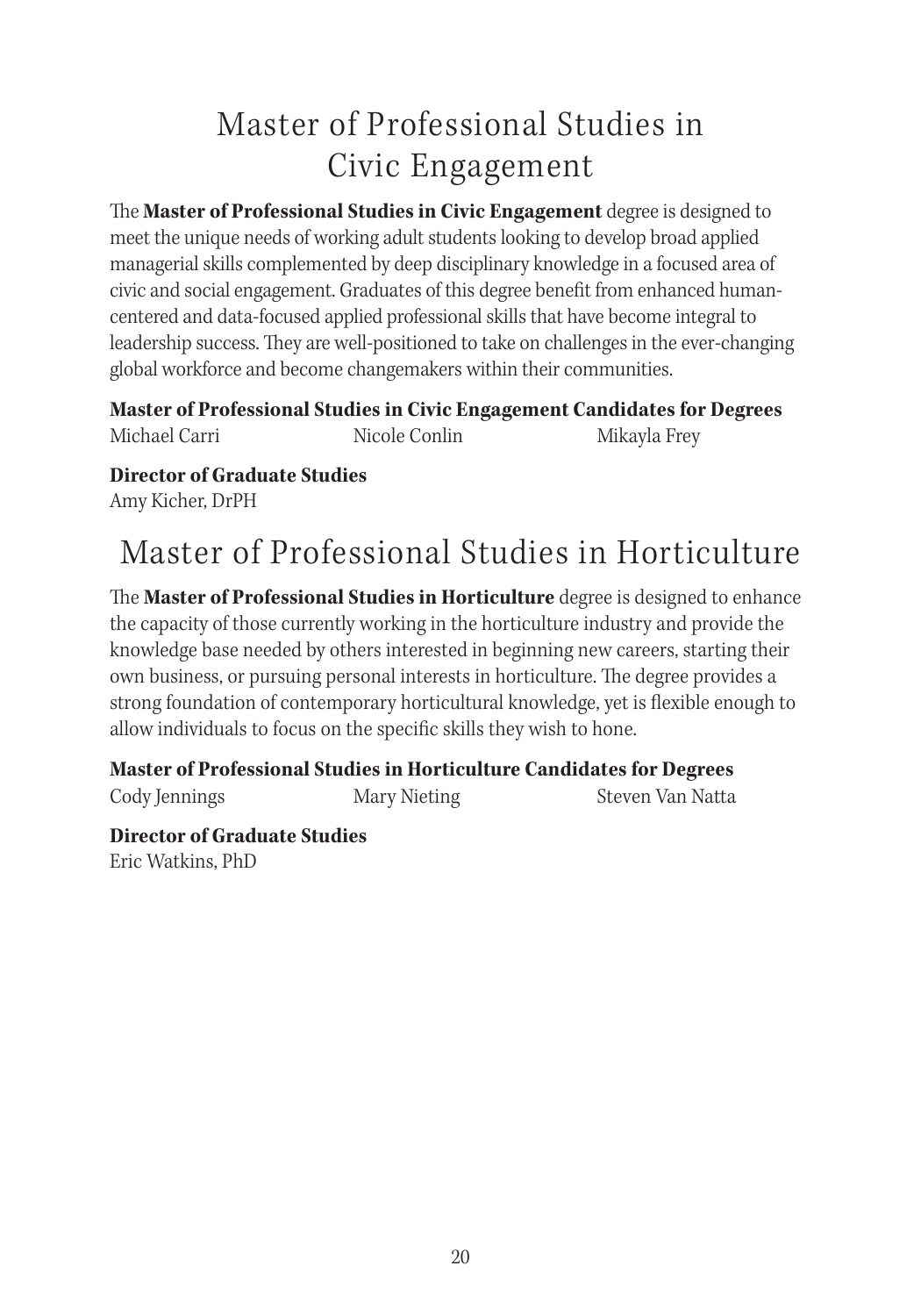# Master of Professional Studies in Civic Engagement

The **Master of Professional Studies in Civic Engagement** degree is designed to meet the unique needs of working adult students looking to develop broad applied managerial skills complemented by deep disciplinary knowledge in a focused area of civic and social engagement. Graduates of this degree benefit from enhanced human-centered and data-focused applied professional skills that have become integral to leadership success. They are well-positioned to take on challenges in the ever-changing global workforce and become changemakers within their communities.

**Master of Professional Studies in Civic Engagement Candidates for Degrees**

Michael Carri
Nicole Conlin
Mikayla Frey

**Director of Graduate Studies**
Amy Kicher, DrPH

# Master of Professional Studies in Horticulture

The **Master of Professional Studies in Horticulture** degree is designed to enhance the capacity of those currently working in the horticulture industry and provide the knowledge base needed by others interested in beginning new careers, starting their own business, or pursuing personal interests in horticulture. The degree provides a strong foundation of contemporary horticultural knowledge, yet is flexible enough to allow individuals to focus on the specific skills they wish to hone.

**Master of Professional Studies in Horticulture Candidates for Degrees**

Cody Jennings
Mary Nieting
Steven Van Natta

**Director of Graduate Studies**
Eric Watkins, PhD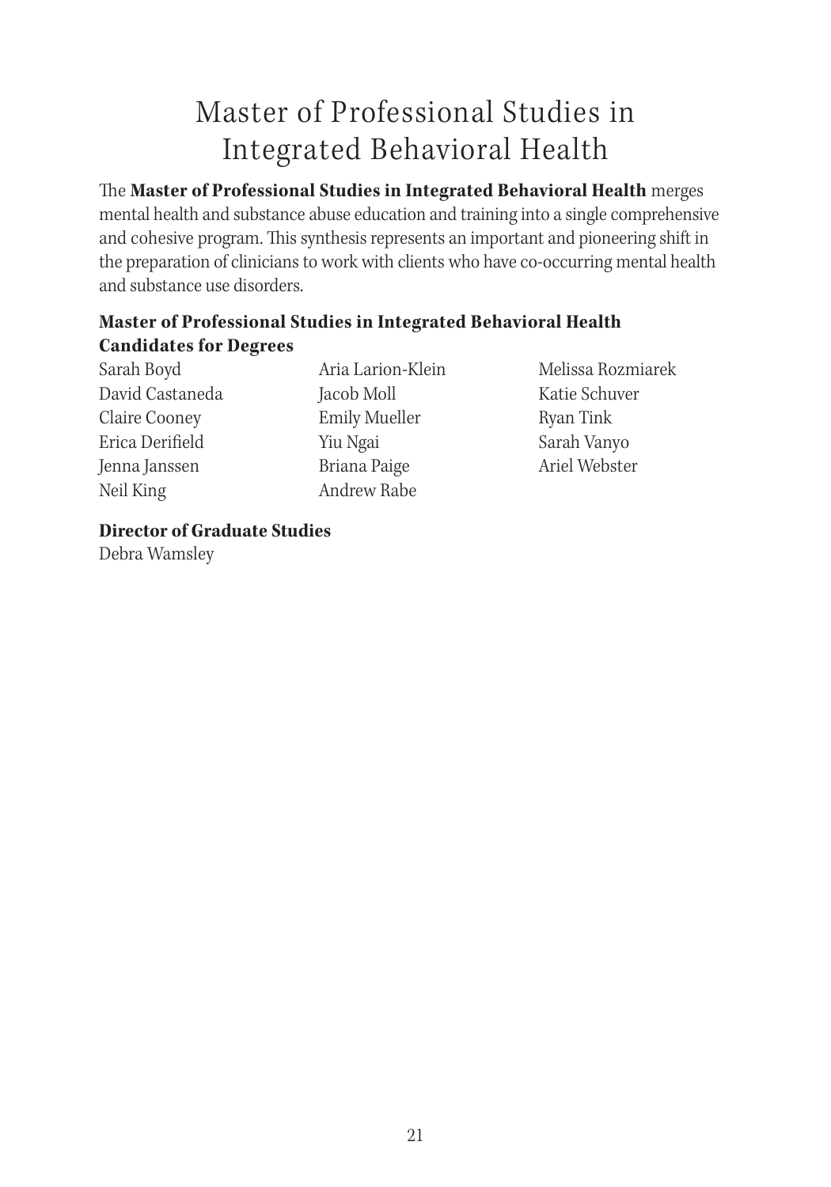# Master of Professional Studies in Integrated Behavioral Health

The **Master of Professional Studies in Integrated Behavioral Health** merges mental health and substance abuse education and training into a single comprehensive and cohesive program. This synthesis represents an important and pioneering shift in the preparation of clinicians to work with clients who have co-occurring mental health and substance use disorders.

**Master of Professional Studies in Integrated Behavioral Health**
**Candidates for Degrees**

Sarah Boyd
David Castaneda
Claire Cooney
Erica Derifield
Jenna Janssen
Neil King
Aria Larion-Klein
Jacob Moll
Emily Mueller
Yiu Ngai
Briana Paige
Andrew Rabe
Melissa Rozmiarek
Katie Schuver
Ryan Tink
Sarah Vanyo
Ariel Webster

**Director of Graduate Studies**
Debra Wamsley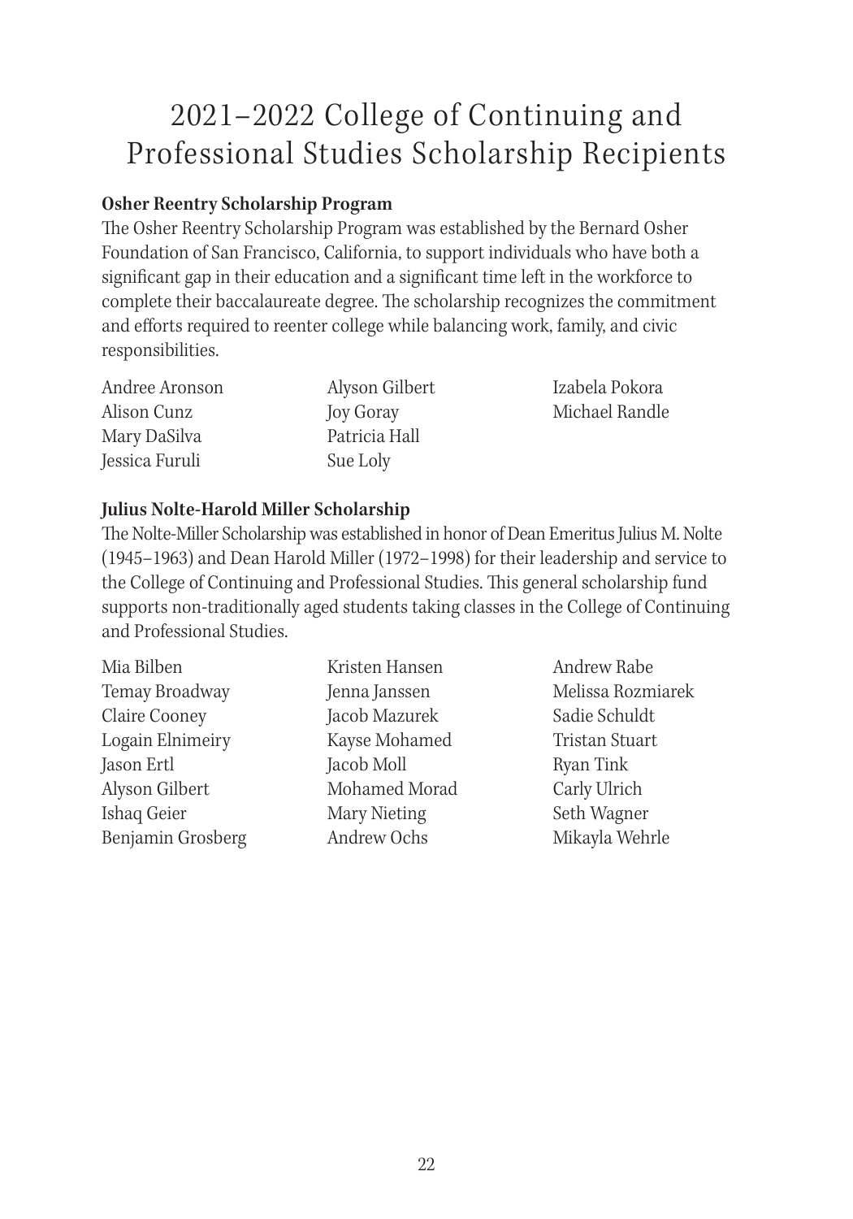# 2021–2022 College of Continuing and Professional Studies Scholarship Recipients

**Osher Reentry Scholarship Program**

The Osher Reentry Scholarship Program was established by the Bernard Osher Foundation of San Francisco, California, to support individuals who have both a significant gap in their education and a significant time left in the workforce to complete their baccalaureate degree. The scholarship recognizes the commitment and efforts required to reenter college while balancing work, family, and civic responsibilities.

Andree Aronson
Alison Cunz
Mary DaSilva
Jessica Furuli
Alyson Gilbert
Joy Goray
Patricia Hall
Sue Loly
Izabela Pokora
Michael Randle

**Julius Nolte-Harold Miller Scholarship**

The Nolte-Miller Scholarship was established in honor of Dean Emeritus Julius M. Nolte (1945–1963) and Dean Harold Miller (1972–1998) for their leadership and service to the College of Continuing and Professional Studies. This general scholarship fund supports non-traditionally aged students taking classes in the College of Continuing and Professional Studies.

Mia Bilben
Temay Broadway
Claire Cooney
Logain Elnimeiry
Jason Ertl
Alyson Gilbert
Ishaq Geier
Benjamin Grosberg
Kristen Hansen
Jenna Janssen
Jacob Mazurek
Kayse Mohamed
Jacob Moll
Mohamed Morad
Mary Nieting
Andrew Ochs
Andrew Rabe
Melissa Rozmiarek
Sadie Schuldt
Tristan Stuart
Ryan Tink
Carly Ulrich
Seth Wagner
Mikayla Wehrle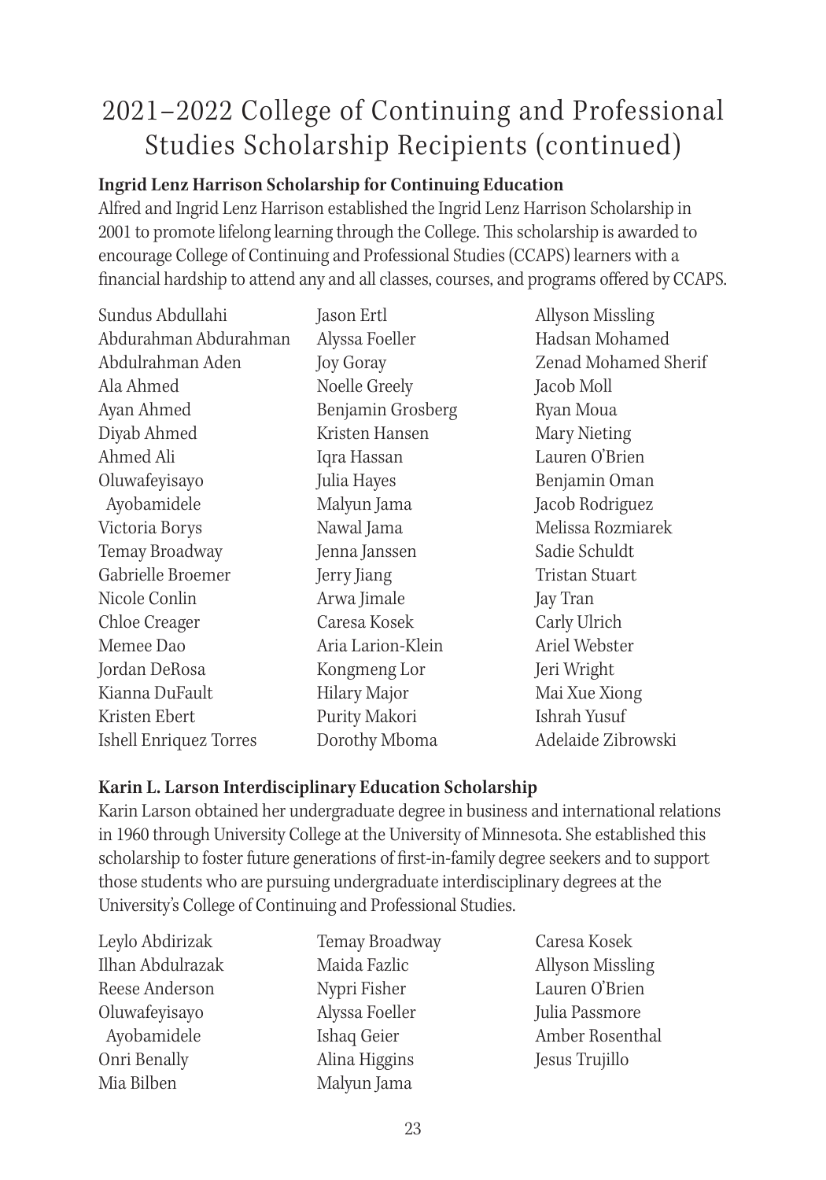# 2021–2022 College of Continuing and Professional Studies Scholarship Recipients (continued)

**Ingrid Lenz Harrison Scholarship for Continuing Education**

Alfred and Ingrid Lenz Harrison established the Ingrid Lenz Harrison Scholarship in 2001 to promote lifelong learning through the College. This scholarship is awarded to encourage College of Continuing and Professional Studies (CCAPS) learners with a financial hardship to attend any and all classes, courses, and programs offered by CCAPS.

Sundus Abdullahi
Abdurahman Abdurahman
Abdulrahman Aden
Ala Ahmed
Ayan Ahmed
Diyab Ahmed
Ahmed Ali
Oluwafeyisayo Ayobamidele
Victoria Borys
Temay Broadway
Gabrielle Broemer
Nicole Conlin
Chloe Creager
Memee Dao
Jordan DeRosa
Kianna DuFault
Kristen Ebert
Ishell Enriquez Torres
Jason Ertl
Alyssa Foeller
Joy Goray
Noelle Greely
Benjamin Grosberg
Kristen Hansen
Iqra Hassan
Julia Hayes
Malyun Jama
Nawal Jama
Jenna Janssen
Jerry Jiang
Arwa Jimale
Caresa Kosek
Aria Larion-Klein
Kongmeng Lor
Hilary Major
Purity Makori
Dorothy Mboma
Allyson Missling
Hadsan Mohamed
Zenad Mohamed Sherif
Jacob Moll
Ryan Moua
Mary Nieting
Lauren O'Brien
Benjamin Oman
Jacob Rodriguez
Melissa Rozmiarek
Sadie Schuldt
Tristan Stuart
Jay Tran
Carly Ulrich
Ariel Webster
Jeri Wright
Mai Xue Xiong
Ishrah Yusuf
Adelaide Zibrowski

**Karin L. Larson Interdisciplinary Education Scholarship**

Karin Larson obtained her undergraduate degree in business and international relations in 1960 through University College at the University of Minnesota. She established this scholarship to foster future generations of first-in-family degree seekers and to support those students who are pursuing undergraduate interdisciplinary degrees at the University's College of Continuing and Professional Studies.

Leylo Abdirizak
Ilhan Abdulrazak
Reese Anderson
Oluwafeyisayo Ayobamidele
Onri Benally
Mia Bilben
Temay Broadway
Maida Fazlic
Nypri Fisher
Alyssa Foeller
Ishaq Geier
Alina Higgins
Malyun Jama
Caresa Kosek
Allyson Missling
Lauren O'Brien
Julia Passmore
Amber Rosenthal
Jesus Trujillo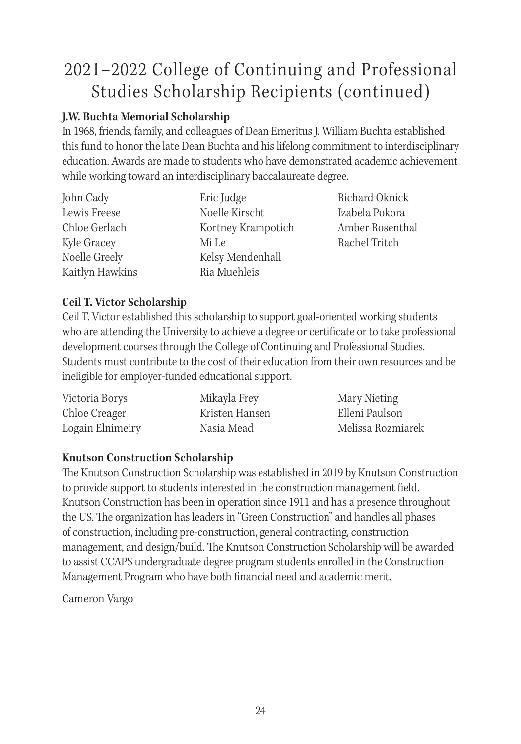# 2021–2022 College of Continuing and Professional Studies Scholarship Recipients (continued)

### J.W. Buchta Memorial Scholarship

In 1968, friends, family, and colleagues of Dean Emeritus J. William Buchta established this fund to honor the late Dean Buchta and his lifelong commitment to interdisciplinary education. Awards are made to students who have demonstrated academic achievement while working toward an interdisciplinary baccalaureate degree.

John Cady
Lewis Freese
Chloe Gerlach
Kyle Gracey
Noelle Greely
Kaitlyn Hawkins
Eric Judge
Noelle Kirscht
Kortney Krampotich
Mi Le
Kelsy Mendenhall
Ria Muehleis
Richard Oknick
Izabela Pokora
Amber Rosenthal
Rachel Tritch

### Ceil T. Victor Scholarship

Ceil T. Victor established this scholarship to support goal-oriented working students who are attending the University to achieve a degree or certificate or to take professional development courses through the College of Continuing and Professional Studies. Students must contribute to the cost of their education from their own resources and be ineligible for employer-funded educational support.

Victoria Borys
Chloe Creager
Logain Elnimeiry
Mikayla Frey
Kristen Hansen
Nasia Mead
Mary Nieting
Elleni Paulson
Melissa Rozmiarek

### Knutson Construction Scholarship

The Knutson Construction Scholarship was established in 2019 by Knutson Construction to provide support to students interested in the construction management field. Knutson Construction has been in operation since 1911 and has a presence throughout the US. The organization has leaders in "Green Construction" and handles all phases of construction, including pre-construction, general contracting, construction management, and design/build. The Knutson Construction Scholarship will be awarded to assist CCAPS undergraduate degree program students enrolled in the Construction Management Program who have both financial need and academic merit.

Cameron Vargo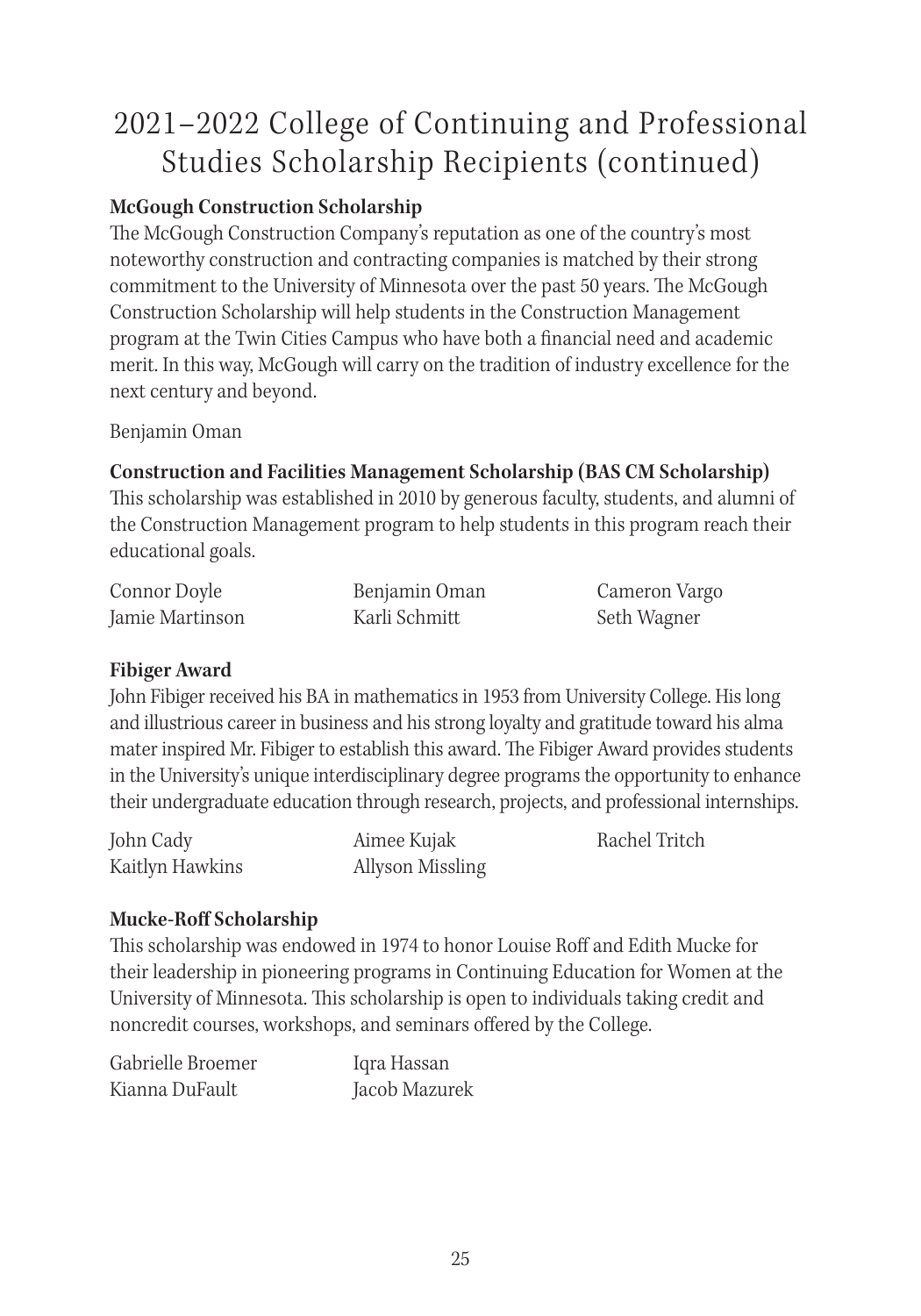# 2021–2022 College of Continuing and Professional Studies Scholarship Recipients (continued)

**McGough Construction Scholarship**

The McGough Construction Company's reputation as one of the country's most noteworthy construction and contracting companies is matched by their strong commitment to the University of Minnesota over the past 50 years. The McGough Construction Scholarship will help students in the Construction Management program at the Twin Cities Campus who have both a financial need and academic merit. In this way, McGough will carry on the tradition of industry excellence for the next century and beyond.

Benjamin Oman

**Construction and Facilities Management Scholarship (BAS CM Scholarship)**

This scholarship was established in 2010 by generous faculty, students, and alumni of the Construction Management program to help students in this program reach their educational goals.

Connor Doyle
Jamie Martinson
Benjamin Oman
Karli Schmitt
Cameron Vargo
Seth Wagner

**Fibiger Award**

John Fibiger received his BA in mathematics in 1953 from University College. His long and illustrious career in business and his strong loyalty and gratitude toward his alma mater inspired Mr. Fibiger to establish this award. The Fibiger Award provides students in the University's unique interdisciplinary degree programs the opportunity to enhance their undergraduate education through research, projects, and professional internships.

John Cady
Kaitlyn Hawkins
Aimee Kujak
Allyson Missling
Rachel Tritch

**Mucke-Roff Scholarship**

This scholarship was endowed in 1974 to honor Louise Roff and Edith Mucke for their leadership in pioneering programs in Continuing Education for Women at the University of Minnesota. This scholarship is open to individuals taking credit and noncredit courses, workshops, and seminars offered by the College.

Gabrielle Broemer
Kianna DuFault
Iqra Hassan
Jacob Mazurek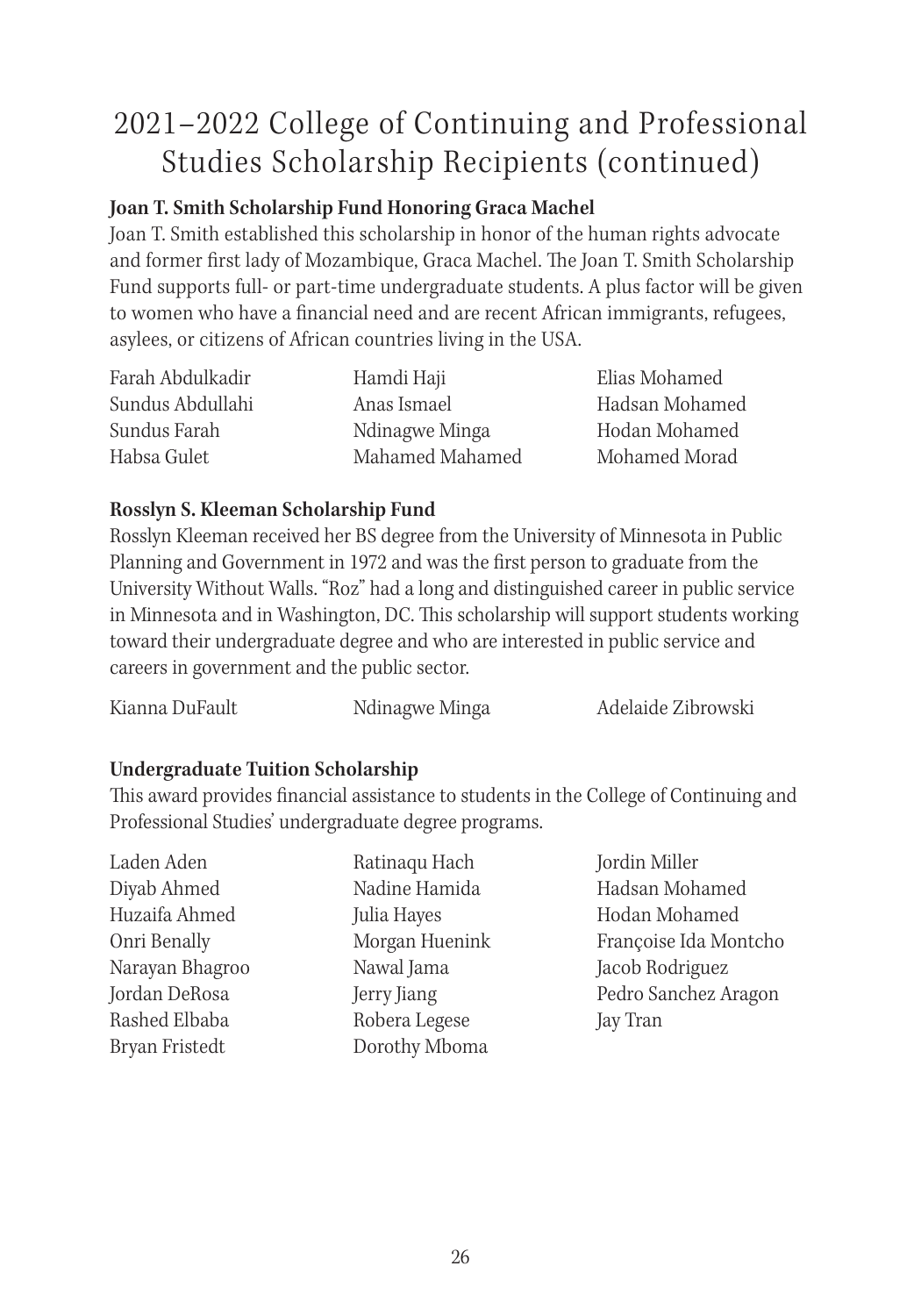# 2021–2022 College of Continuing and Professional Studies Scholarship Recipients (continued)

### Joan T. Smith Scholarship Fund Honoring Graca Machel

Joan T. Smith established this scholarship in honor of the human rights advocate and former first lady of Mozambique, Graca Machel. The Joan T. Smith Scholarship Fund supports full- or part-time undergraduate students. A plus factor will be given to women who have a financial need and are recent African immigrants, refugees, asylees, or citizens of African countries living in the USA.

Farah Abdulkadir
Sundus Abdullahi
Sundus Farah
Habsa Gulet
Hamdi Haji
Anas Ismael
Ndinagwe Minga
Mahamed Mahamed
Elias Mohamed
Hadsan Mohamed
Hodan Mohamed
Mohamed Morad

### Rosslyn S. Kleeman Scholarship Fund

Rosslyn Kleeman received her BS degree from the University of Minnesota in Public Planning and Government in 1972 and was the first person to graduate from the University Without Walls. "Roz" had a long and distinguished career in public service in Minnesota and in Washington, DC. This scholarship will support students working toward their undergraduate degree and who are interested in public service and careers in government and the public sector.

Kianna DuFault
Ndinagwe Minga
Adelaide Zibrowski

### Undergraduate Tuition Scholarship

This award provides financial assistance to students in the College of Continuing and Professional Studies' undergraduate degree programs.

Laden Aden
Diyab Ahmed
Huzaifa Ahmed
Onri Benally
Narayan Bhagroo
Jordan DeRosa
Rashed Elbaba
Bryan Fristedt
Ratinaqu Hach
Nadine Hamida
Julia Hayes
Morgan Huenink
Nawal Jama
Jerry Jiang
Robera Legese
Dorothy Mboma
Jordin Miller
Hadsan Mohamed
Hodan Mohamed
Françoise Ida Montcho
Jacob Rodriguez
Pedro Sanchez Aragon
Jay Tran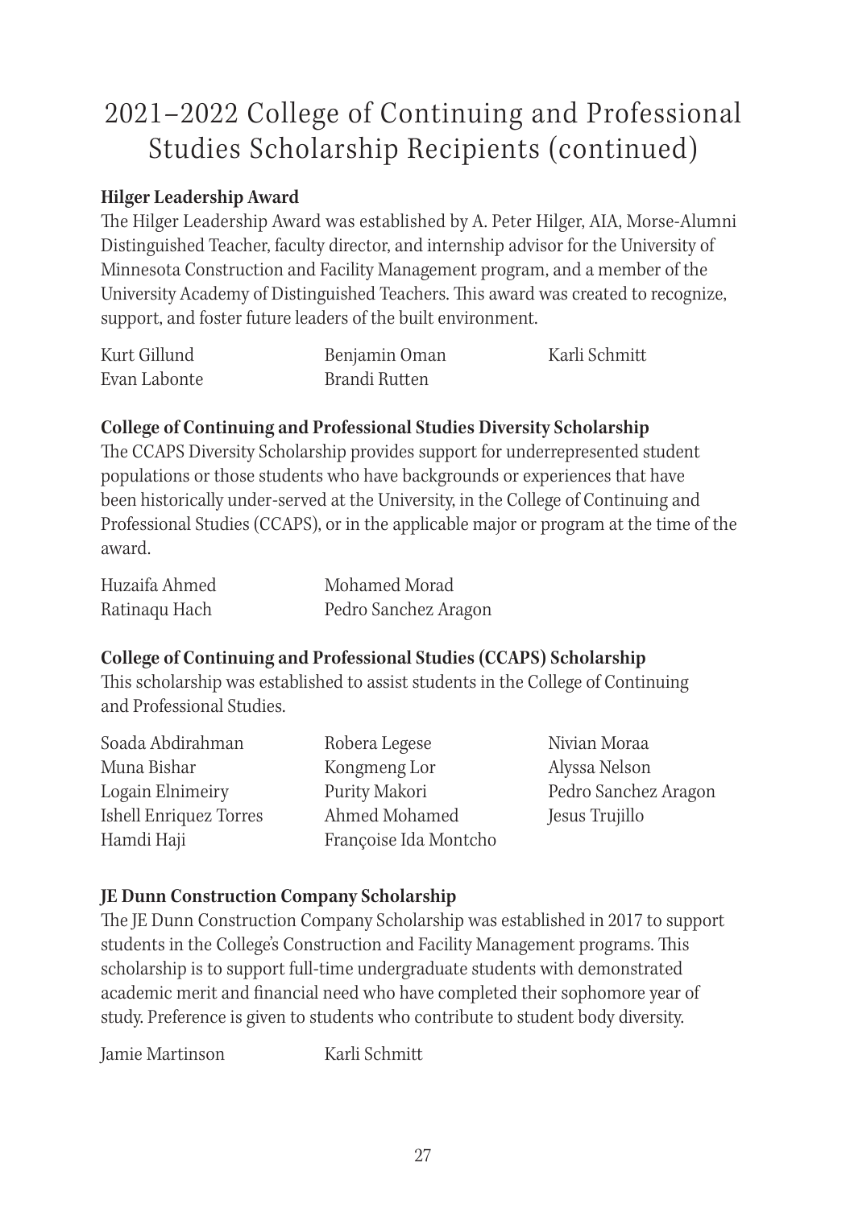# 2021–2022 College of Continuing and Professional Studies Scholarship Recipients (continued)

**Hilger Leadership Award**

The Hilger Leadership Award was established by A. Peter Hilger, AIA, Morse-Alumni Distinguished Teacher, faculty director, and internship advisor for the University of Minnesota Construction and Facility Management program, and a member of the University Academy of Distinguished Teachers. This award was created to recognize, support, and foster future leaders of the built environment.

Kurt Gillund
Evan Labonte
Benjamin Oman
Brandi Rutten
Karli Schmitt

**College of Continuing and Professional Studies Diversity Scholarship**

The CCAPS Diversity Scholarship provides support for underrepresented student populations or those students who have backgrounds or experiences that have been historically under-served at the University, in the College of Continuing and Professional Studies (CCAPS), or in the applicable major or program at the time of the award.

Huzaifa Ahmed
Ratinaqu Hach
Mohamed Morad
Pedro Sanchez Aragon

**College of Continuing and Professional Studies (CCAPS) Scholarship**

This scholarship was established to assist students in the College of Continuing and Professional Studies.

Soada Abdirahman
Muna Bishar
Logain Elnimeiry
Ishell Enriquez Torres
Hamdi Haji
Robera Legese
Kongmeng Lor
Purity Makori
Ahmed Mohamed
Françoise Ida Montcho
Nivian Moraa
Alyssa Nelson
Pedro Sanchez Aragon
Jesus Trujillo

**JE Dunn Construction Company Scholarship**

The JE Dunn Construction Company Scholarship was established in 2017 to support students in the College's Construction and Facility Management programs. This scholarship is to support full-time undergraduate students with demonstrated academic merit and financial need who have completed their sophomore year of study. Preference is given to students who contribute to student body diversity.

Jamie Martinson
Karli Schmitt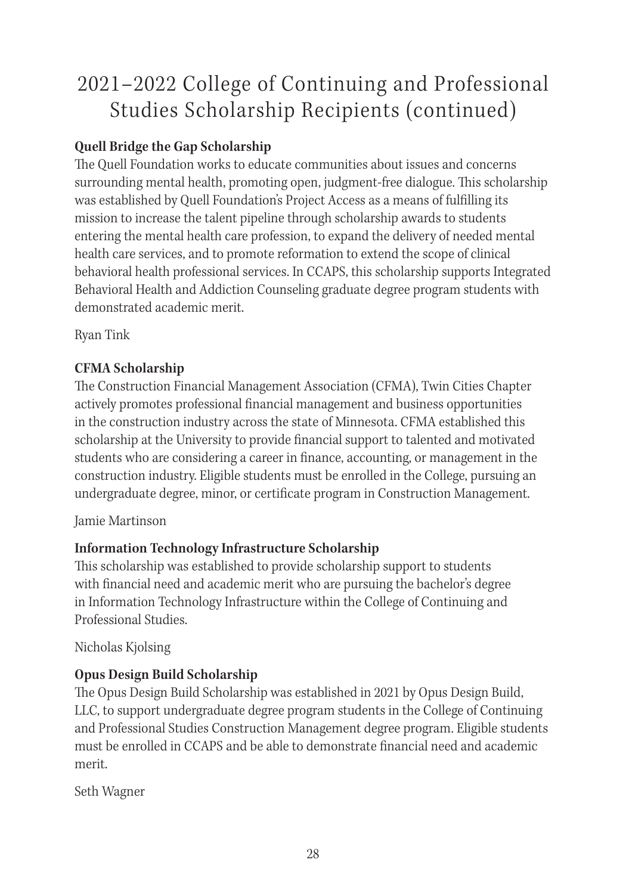# 2021–2022 College of Continuing and Professional Studies Scholarship Recipients (continued)

**Quell Bridge the Gap Scholarship**

The Quell Foundation works to educate communities about issues and concerns surrounding mental health, promoting open, judgment-free dialogue. This scholarship was established by Quell Foundation's Project Access as a means of fulfilling its mission to increase the talent pipeline through scholarship awards to students entering the mental health care profession, to expand the delivery of needed mental health care services, and to promote reformation to extend the scope of clinical behavioral health professional services. In CCAPS, this scholarship supports Integrated Behavioral Health and Addiction Counseling graduate degree program students with demonstrated academic merit.

Ryan Tink

**CFMA Scholarship**

The Construction Financial Management Association (CFMA), Twin Cities Chapter actively promotes professional financial management and business opportunities in the construction industry across the state of Minnesota. CFMA established this scholarship at the University to provide financial support to talented and motivated students who are considering a career in finance, accounting, or management in the construction industry. Eligible students must be enrolled in the College, pursuing an undergraduate degree, minor, or certificate program in Construction Management.

Jamie Martinson

**Information Technology Infrastructure Scholarship**

This scholarship was established to provide scholarship support to students with financial need and academic merit who are pursuing the bachelor's degree in Information Technology Infrastructure within the College of Continuing and Professional Studies.

Nicholas Kjolsing

**Opus Design Build Scholarship**

The Opus Design Build Scholarship was established in 2021 by Opus Design Build, LLC, to support undergraduate degree program students in the College of Continuing and Professional Studies Construction Management degree program. Eligible students must be enrolled in CCAPS and be able to demonstrate financial need and academic merit.

Seth Wagner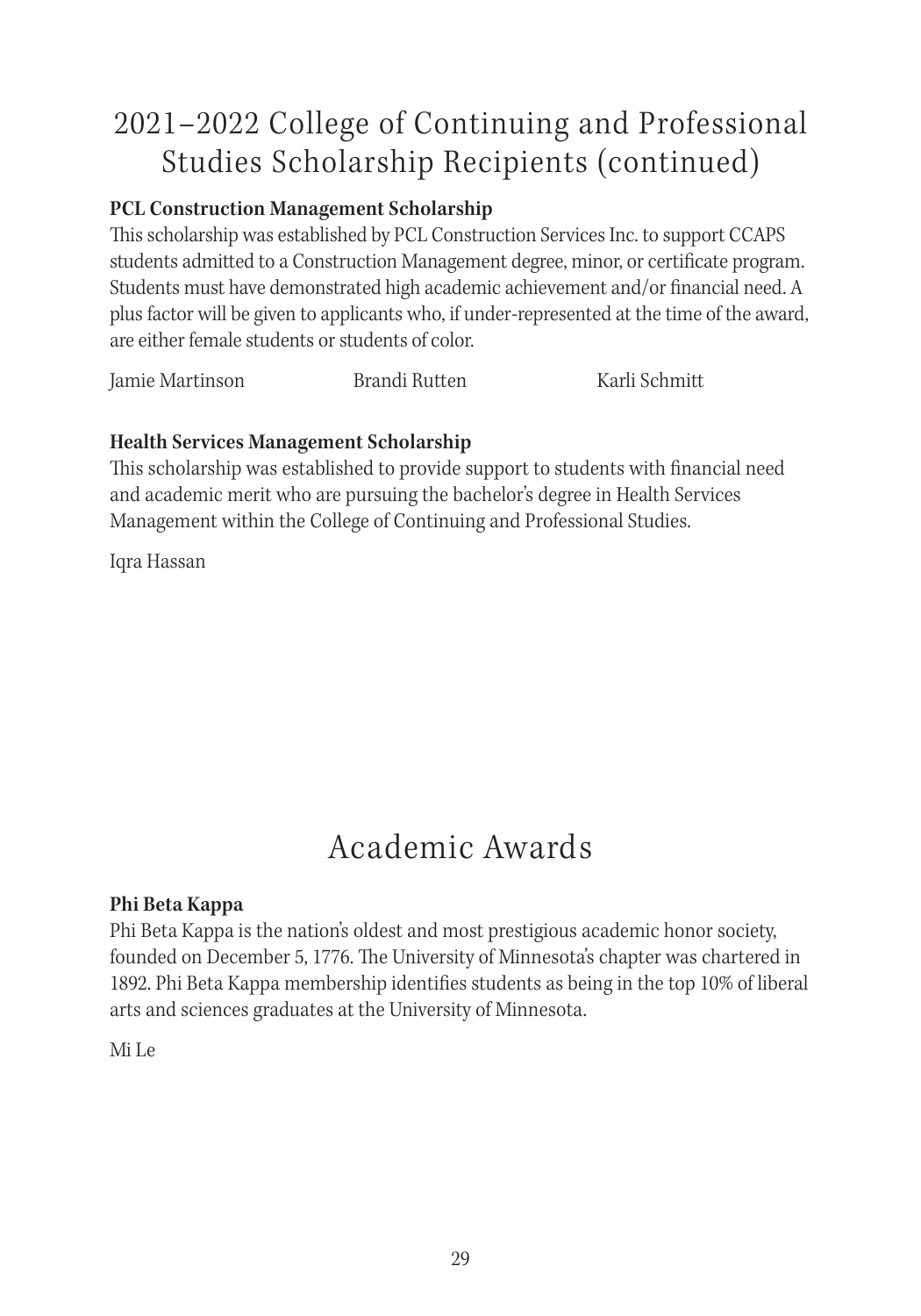# 2021–2022 College of Continuing and Professional Studies Scholarship Recipients (continued)

**PCL Construction Management Scholarship**

This scholarship was established by PCL Construction Services Inc. to support CCAPS students admitted to a Construction Management degree, minor, or certificate program. Students must have demonstrated high academic achievement and/or financial need. A plus factor will be given to applicants who, if under-represented at the time of the award, are either female students or students of color.

Jamie Martinson

Brandi Rutten

Karli Schmitt

**Health Services Management Scholarship**

This scholarship was established to provide support to students with financial need and academic merit who are pursuing the bachelor's degree in Health Services Management within the College of Continuing and Professional Studies.

Iqra Hassan

# Academic Awards

**Phi Beta Kappa**

Phi Beta Kappa is the nation's oldest and most prestigious academic honor society, founded on December 5, 1776. The University of Minnesota's chapter was chartered in 1892. Phi Beta Kappa membership identifies students as being in the top 10% of liberal arts and sciences graduates at the University of Minnesota.

Mi Le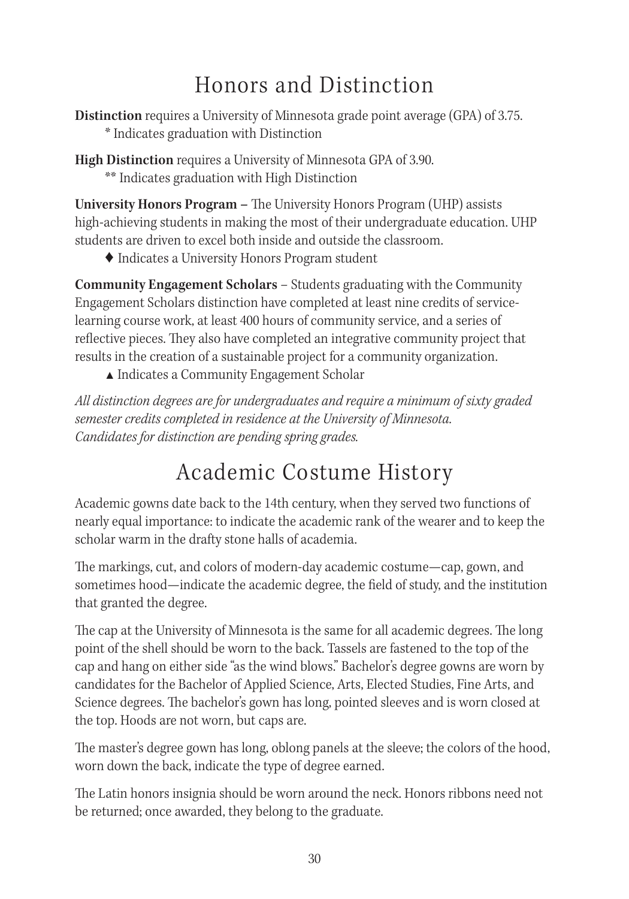# Honors and Distinction

**Distinction** requires a University of Minnesota grade point average (GPA) of 3.75.

* Indicates graduation with Distinction

**High Distinction** requires a University of Minnesota GPA of 3.90.

** Indicates graduation with High Distinction

**University Honors Program –** The University Honors Program (UHP) assists high-achieving students in making the most of their undergraduate education. UHP students are driven to excel both inside and outside the classroom.

♦ Indicates a University Honors Program student

**Community Engagement Scholars** – Students graduating with the Community Engagement Scholars distinction have completed at least nine credits of service-learning course work, at least 400 hours of community service, and a series of reflective pieces. They also have completed an integrative community project that results in the creation of a sustainable project for a community organization.

▲ Indicates a Community Engagement Scholar

*All distinction degrees are for undergraduates and require a minimum of sixty graded semester credits completed in residence at the University of Minnesota. Candidates for distinction are pending spring grades.*

# Academic Costume History

Academic gowns date back to the 14th century, when they served two functions of nearly equal importance: to indicate the academic rank of the wearer and to keep the scholar warm in the drafty stone halls of academia.

The markings, cut, and colors of modern-day academic costume—cap, gown, and sometimes hood—indicate the academic degree, the field of study, and the institution that granted the degree.

The cap at the University of Minnesota is the same for all academic degrees. The long point of the shell should be worn to the back. Tassels are fastened to the top of the cap and hang on either side "as the wind blows." Bachelor's degree gowns are worn by candidates for the Bachelor of Applied Science, Arts, Elected Studies, Fine Arts, and Science degrees. The bachelor's gown has long, pointed sleeves and is worn closed at the top. Hoods are not worn, but caps are.

The master's degree gown has long, oblong panels at the sleeve; the colors of the hood, worn down the back, indicate the type of degree earned.

The Latin honors insignia should be worn around the neck. Honors ribbons need not be returned; once awarded, they belong to the graduate.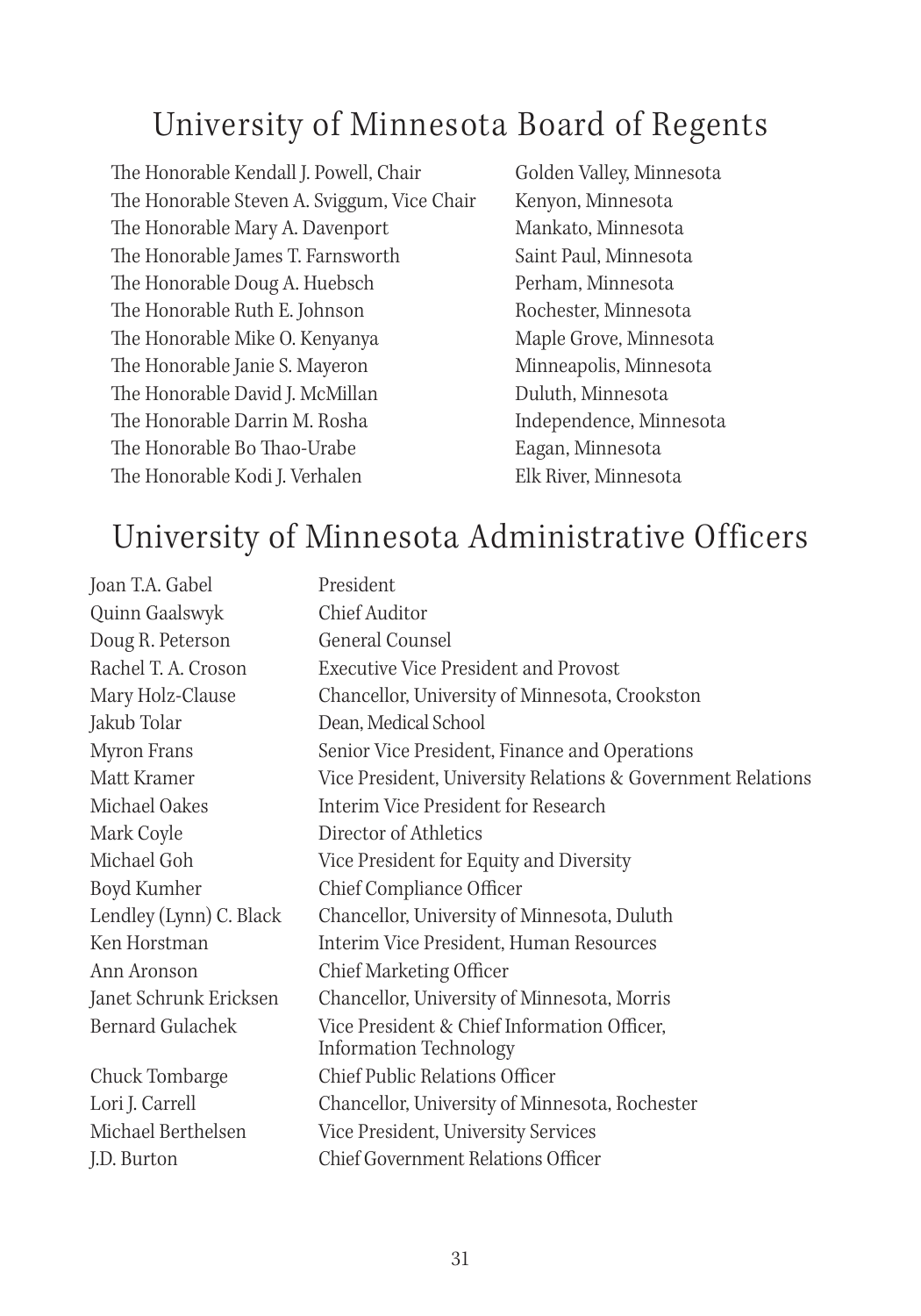## University of Minnesota Board of Regents

| | |
|---|---|
| The Honorable Kendall J. Powell, Chair | Golden Valley, Minnesota |
| The Honorable Steven A. Sviggum, Vice Chair | Kenyon, Minnesota |
| The Honorable Mary A. Davenport | Mankato, Minnesota |
| The Honorable James T. Farnsworth | Saint Paul, Minnesota |
| The Honorable Doug A. Huebsch | Perham, Minnesota |
| The Honorable Ruth E. Johnson | Rochester, Minnesota |
| The Honorable Mike O. Kenyanya | Maple Grove, Minnesota |
| The Honorable Janie S. Mayeron | Minneapolis, Minnesota |
| The Honorable David J. McMillan | Duluth, Minnesota |
| The Honorable Darrin M. Rosha | Independence, Minnesota |
| The Honorable Bo Thao-Urabe | Eagan, Minnesota |
| The Honorable Kodi J. Verhalen | Elk River, Minnesota |

## University of Minnesota Administrative Officers

| | |
|---|---|
| Joan T.A. Gabel | President |
| Quinn Gaalswyk | Chief Auditor |
| Doug R. Peterson | General Counsel |
| Rachel T. A. Croson | Executive Vice President and Provost |
| Mary Holz-Clause | Chancellor, University of Minnesota, Crookston |
| Jakub Tolar | Dean, Medical School |
| Myron Frans | Senior Vice President, Finance and Operations |
| Matt Kramer | Vice President, University Relations & Government Relations |
| Michael Oakes | Interim Vice President for Research |
| Mark Coyle | Director of Athletics |
| Michael Goh | Vice President for Equity and Diversity |
| Boyd Kumher | Chief Compliance Officer |
| Lendley (Lynn) C. Black | Chancellor, University of Minnesota, Duluth |
| Ken Horstman | Interim Vice President, Human Resources |
| Ann Aronson | Chief Marketing Officer |
| Janet Schrunk Ericksen | Chancellor, University of Minnesota, Morris |
| Bernard Gulachek | Vice President & Chief Information Officer, Information Technology |
| Chuck Tombarge | Chief Public Relations Officer |
| Lori J. Carrell | Chancellor, University of Minnesota, Rochester |
| Michael Berthelsen | Vice President, University Services |
| J.D. Burton | Chief Government Relations Officer |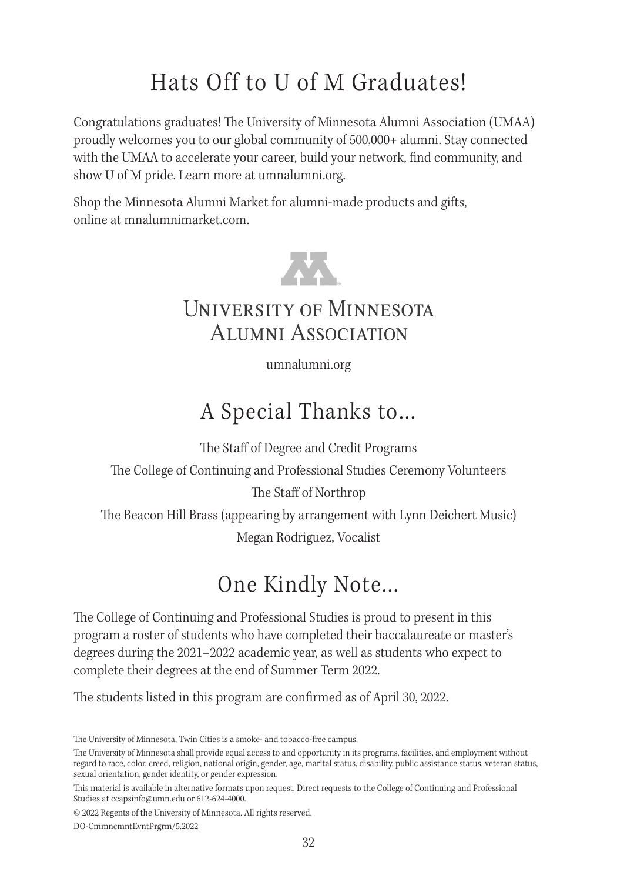# Hats Off to U of M Graduates!

Congratulations graduates! The University of Minnesota Alumni Association (UMAA) proudly welcomes you to our global community of 500,000+ alumni. Stay connected with the UMAA to accelerate your career, build your network, find community, and show U of M pride. Learn more at umnalumni.org.

Shop the Minnesota Alumni Market for alumni-made products and gifts, online at mnalumnimarket.com.

University of Minnesota
Alumni Association

umnalumni.org

# A Special Thanks to...

The Staff of Degree and Credit Programs

The College of Continuing and Professional Studies Ceremony Volunteers

The Staff of Northrop

The Beacon Hill Brass (appearing by arrangement with Lynn Deichert Music)

Megan Rodriguez, Vocalist

# One Kindly Note...

The College of Continuing and Professional Studies is proud to present in this program a roster of students who have completed their baccalaureate or master's degrees during the 2021–2022 academic year, as well as students who expect to complete their degrees at the end of Summer Term 2022.

The students listed in this program are confirmed as of April 30, 2022.

The University of Minnesota, Twin Cities is a smoke- and tobacco-free campus.

The University of Minnesota shall provide equal access to and opportunity in its programs, facilities, and employment without regard to race, color, creed, religion, national origin, gender, age, marital status, disability, public assistance status, veteran status, sexual orientation, gender identity, or gender expression.

This material is available in alternative formats upon request. Direct requests to the College of Continuing and Professional Studies at ccapsinfo@umn.edu or 612-624-4000.

© 2022 Regents of the University of Minnesota. All rights reserved.

DO-CmmncmntEvntPrgrm/5.2022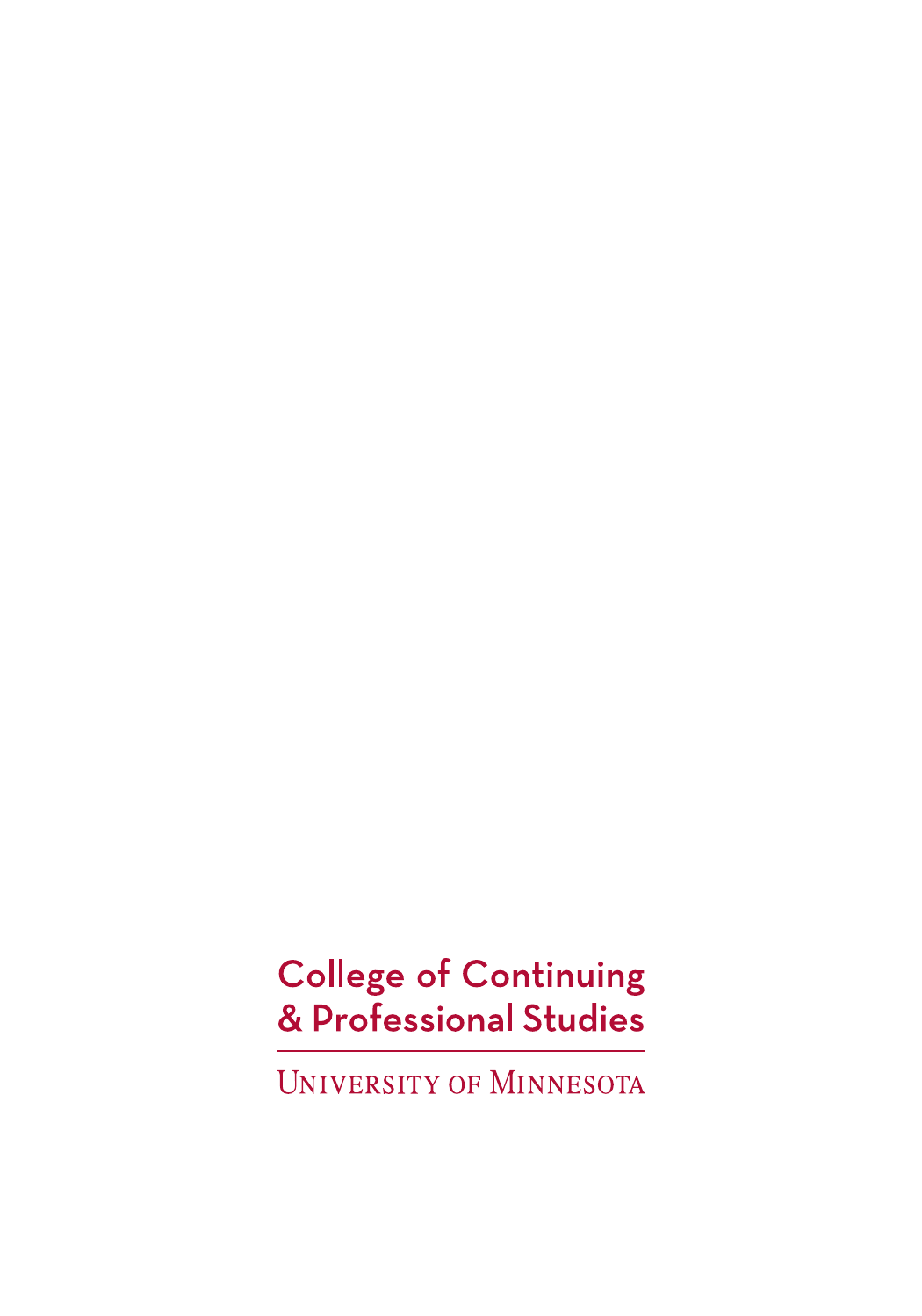College of Continuing
& Professional Studies

University of Minnesota